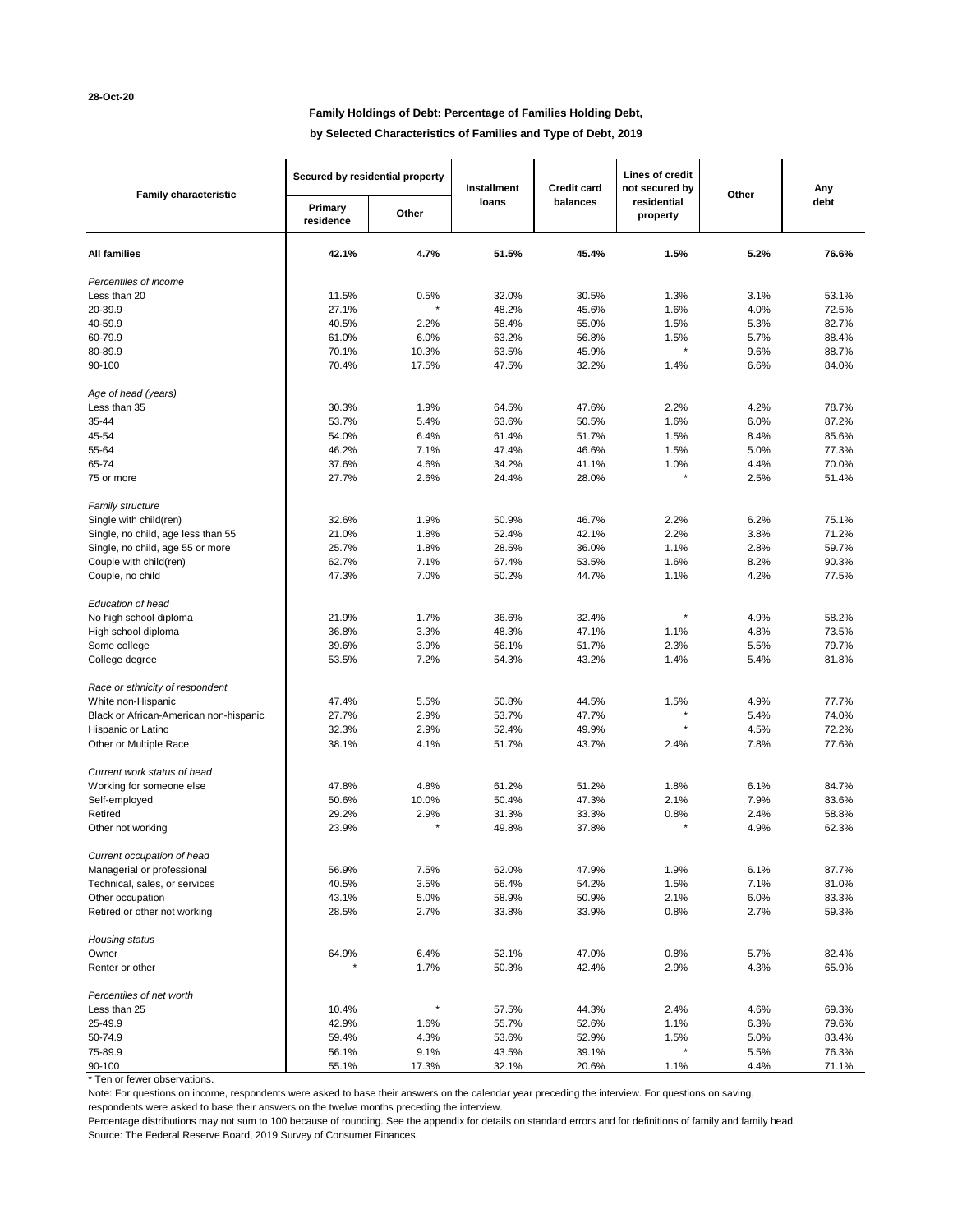28-Oct-20

## Family Holdings of Debt: Percentage of Families Holding Debt,
## by Selected Characteristics of Families and Type of Debt, 2019

| Family characteristic | Secured by residential property | | Installment loans | Credit card balances | Lines of credit not secured by residential property | Other | Any debt |
|---|---|---|---|---|---|---|---|
| | Primary residence | Other | | | | | |
| **All families** | **42.1%** | **4.7%** | **51.5%** | **45.4%** | **1.5%** | **5.2%** | **76.6%** |
| *Percentiles of income* | | | | | | | |
| Less than 20 | 11.5% | 0.5% | 32.0% | 30.5% | 1.3% | 3.1% | 53.1% |
| 20-39.9 | 27.1% | * | 48.2% | 45.6% | 1.6% | 4.0% | 72.5% |
| 40-59.9 | 40.5% | 2.2% | 58.4% | 55.0% | 1.5% | 5.3% | 82.7% |
| 60-79.9 | 61.0% | 6.0% | 63.2% | 56.8% | 1.5% | 5.7% | 88.4% |
| 80-89.9 | 70.1% | 10.3% | 63.5% | 45.9% | * | 9.6% | 88.7% |
| 90-100 | 70.4% | 17.5% | 47.5% | 32.2% | 1.4% | 6.6% | 84.0% |
| *Age of head (years)* | | | | | | | |
| Less than 35 | 30.3% | 1.9% | 64.5% | 47.6% | 2.2% | 4.2% | 78.7% |
| 35-44 | 53.7% | 5.4% | 63.6% | 50.5% | 1.6% | 6.0% | 87.2% |
| 45-54 | 54.0% | 6.4% | 61.4% | 51.7% | 1.5% | 8.4% | 85.6% |
| 55-64 | 46.2% | 7.1% | 47.4% | 46.6% | 1.5% | 5.0% | 77.3% |
| 65-74 | 37.6% | 4.6% | 34.2% | 41.1% | 1.0% | 4.4% | 70.0% |
| 75 or more | 27.7% | 2.6% | 24.4% | 28.0% | * | 2.5% | 51.4% |
| *Family structure* | | | | | | | |
| Single with child(ren) | 32.6% | 1.9% | 50.9% | 46.7% | 2.2% | 6.2% | 75.1% |
| Single, no child, age less than 55 | 21.0% | 1.8% | 52.4% | 42.1% | 2.2% | 3.8% | 71.2% |
| Single, no child, age 55 or more | 25.7% | 1.8% | 28.5% | 36.0% | 1.1% | 2.8% | 59.7% |
| Couple with child(ren) | 62.7% | 7.1% | 67.4% | 53.5% | 1.6% | 8.2% | 90.3% |
| Couple, no child | 47.3% | 7.0% | 50.2% | 44.7% | 1.1% | 4.2% | 77.5% |
| *Education of head* | | | | | | | |
| No high school diploma | 21.9% | 1.7% | 36.6% | 32.4% | * | 4.9% | 58.2% |
| High school diploma | 36.8% | 3.3% | 48.3% | 47.1% | 1.1% | 4.8% | 73.5% |
| Some college | 39.6% | 3.9% | 56.1% | 51.7% | 2.3% | 5.5% | 79.7% |
| College degree | 53.5% | 7.2% | 54.3% | 43.2% | 1.4% | 5.4% | 81.8% |
| *Race or ethnicity of respondent* | | | | | | | |
| White non-Hispanic | 47.4% | 5.5% | 50.8% | 44.5% | 1.5% | 4.9% | 77.7% |
| Black or African-American non-hispanic | 27.7% | 2.9% | 53.7% | 47.7% | * | 5.4% | 74.0% |
| Hispanic or Latino | 32.3% | 2.9% | 52.4% | 49.9% | * | 4.5% | 72.2% |
| Other or Multiple Race | 38.1% | 4.1% | 51.7% | 43.7% | 2.4% | 7.8% | 77.6% |
| *Current work status of head* | | | | | | | |
| Working for someone else | 47.8% | 4.8% | 61.2% | 51.2% | 1.8% | 6.1% | 84.7% |
| Self-employed | 50.6% | 10.0% | 50.4% | 47.3% | 2.1% | 7.9% | 83.6% |
| Retired | 29.2% | 2.9% | 31.3% | 33.3% | 0.8% | 2.4% | 58.8% |
| Other not working | 23.9% | * | 49.8% | 37.8% | * | 4.9% | 62.3% |
| *Current occupation of head* | | | | | | | |
| Managerial or professional | 56.9% | 7.5% | 62.0% | 47.9% | 1.9% | 6.1% | 87.7% |
| Technical, sales, or services | 40.5% | 3.5% | 56.4% | 54.2% | 1.5% | 7.1% | 81.0% |
| Other occupation | 43.1% | 5.0% | 58.9% | 50.9% | 2.1% | 6.0% | 83.3% |
| Retired or other not working | 28.5% | 2.7% | 33.8% | 33.9% | 0.8% | 2.7% | 59.3% |
| *Housing status* | | | | | | | |
| Owner | 64.9% | 6.4% | 52.1% | 47.0% | 0.8% | 5.7% | 82.4% |
| Renter or other | * | 1.7% | 50.3% | 42.4% | 2.9% | 4.3% | 65.9% |
| *Percentiles of net worth* | | | | | | | |
| Less than 25 | 10.4% | * | 57.5% | 44.3% | 2.4% | 4.6% | 69.3% |
| 25-49.9 | 42.9% | 1.6% | 55.7% | 52.6% | 1.1% | 6.3% | 79.6% |
| 50-74.9 | 59.4% | 4.3% | 53.6% | 52.9% | 1.5% | 5.0% | 83.4% |
| 75-89.9 | 56.1% | 9.1% | 43.5% | 39.1% | * | 5.5% | 76.3% |
| 90-100 | 55.1% | 17.3% | 32.1% | 20.6% | 1.1% | 4.4% | 71.1% |

* Ten or fewer observations.

Note: For questions on income, respondents were asked to base their answers on the calendar year preceding the interview. For questions on saving, respondents were asked to base their answers on the twelve months preceding the interview.

Percentage distributions may not sum to 100 because of rounding. See the appendix for details on standard errors and for definitions of family and family head.

Source: The Federal Reserve Board, 2019 Survey of Consumer Finances.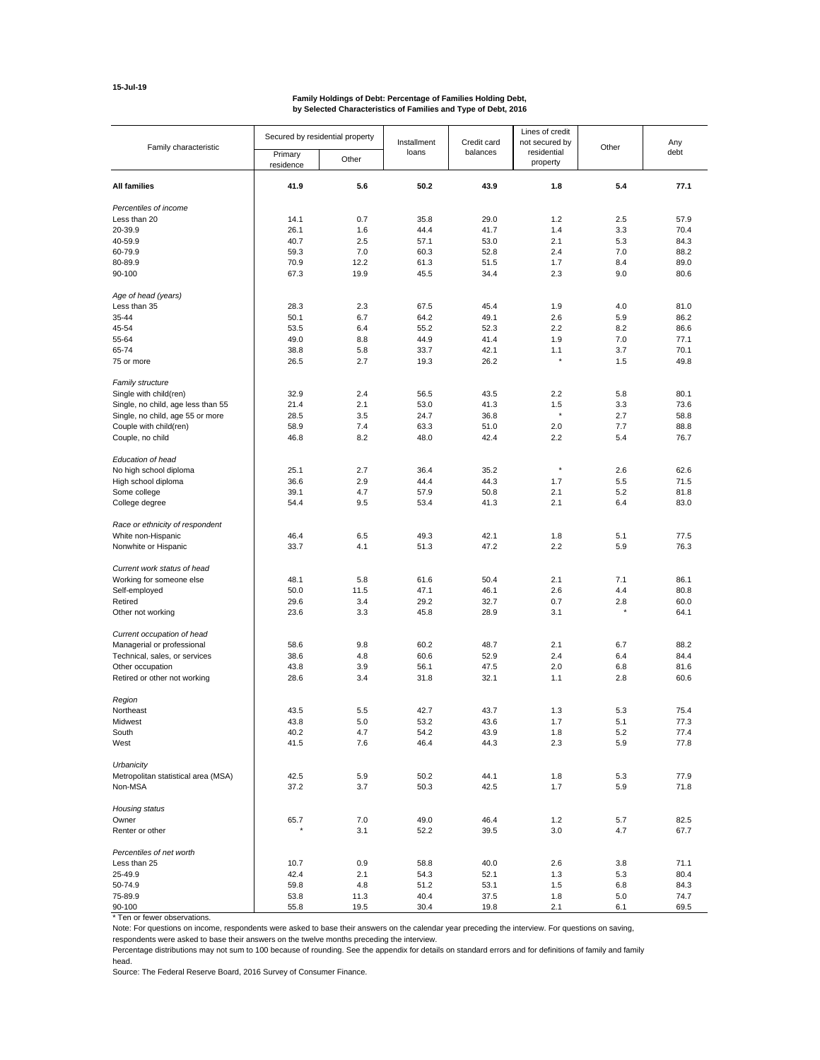15-Jul-19

**Family Holdings of Debt: Percentage of Families Holding Debt, by Selected Characteristics of Families and Type of Debt, 2016**

| Family characteristic | Secured by residential property | | Installment loans | Credit card balances | Lines of credit not secured by residential property | Other | Any debt |
|---|---|---|---|---|---|---|---|
| | Primary residence | Other | | | | | |
| **All families** | **41.9** | **5.6** | **50.2** | **43.9** | **1.8** | **5.4** | **77.1** |
| *Percentiles of income* | | | | | | | |
| Less than 20 | 14.1 | 0.7 | 35.8 | 29.0 | 1.2 | 2.5 | 57.9 |
| 20-39.9 | 26.1 | 1.6 | 44.4 | 41.7 | 1.4 | 3.3 | 70.4 |
| 40-59.9 | 40.7 | 2.5 | 57.1 | 53.0 | 2.1 | 5.3 | 84.3 |
| 60-79.9 | 59.3 | 7.0 | 60.3 | 52.8 | 2.4 | 7.0 | 88.2 |
| 80-89.9 | 70.9 | 12.2 | 61.3 | 51.5 | 1.7 | 8.4 | 89.0 |
| 90-100 | 67.3 | 19.9 | 45.5 | 34.4 | 2.3 | 9.0 | 80.6 |
| *Age of head (years)* | | | | | | | |
| Less than 35 | 28.3 | 2.3 | 67.5 | 45.4 | 1.9 | 4.0 | 81.0 |
| 35-44 | 50.1 | 6.7 | 64.2 | 49.1 | 2.6 | 5.9 | 86.2 |
| 45-54 | 53.5 | 6.4 | 55.2 | 52.3 | 2.2 | 8.2 | 86.6 |
| 55-64 | 49.0 | 8.8 | 44.9 | 41.4 | 1.9 | 7.0 | 77.1 |
| 65-74 | 38.8 | 5.8 | 33.7 | 42.1 | 1.1 | 3.7 | 70.1 |
| 75 or more | 26.5 | 2.7 | 19.3 | 26.2 | * | 1.5 | 49.8 |
| *Family structure* | | | | | | | |
| Single with child(ren) | 32.9 | 2.4 | 56.5 | 43.5 | 2.2 | 5.8 | 80.1 |
| Single, no child, age less than 55 | 21.4 | 2.1 | 53.0 | 41.3 | 1.5 | 3.3 | 73.6 |
| Single, no child, age 55 or more | 28.5 | 3.5 | 24.7 | 36.8 | * | 2.7 | 58.8 |
| Couple with child(ren) | 58.9 | 7.4 | 63.3 | 51.0 | 2.0 | 7.7 | 88.8 |
| Couple, no child | 46.8 | 8.2 | 48.0 | 42.4 | 2.2 | 5.4 | 76.7 |
| *Education of head* | | | | | | | |
| No high school diploma | 25.1 | 2.7 | 36.4 | 35.2 | * | 2.6 | 62.6 |
| High school diploma | 36.6 | 2.9 | 44.4 | 44.3 | 1.7 | 5.5 | 71.5 |
| Some college | 39.1 | 4.7 | 57.9 | 50.8 | 2.1 | 5.2 | 81.8 |
| College degree | 54.4 | 9.5 | 53.4 | 41.3 | 2.1 | 6.4 | 83.0 |
| *Race or ethnicity of respondent* | | | | | | | |
| White non-Hispanic | 46.4 | 6.5 | 49.3 | 42.1 | 1.8 | 5.1 | 77.5 |
| Nonwhite or Hispanic | 33.7 | 4.1 | 51.3 | 47.2 | 2.2 | 5.9 | 76.3 |
| *Current work status of head* | | | | | | | |
| Working for someone else | 48.1 | 5.8 | 61.6 | 50.4 | 2.1 | 7.1 | 86.1 |
| Self-employed | 50.0 | 11.5 | 47.1 | 46.1 | 2.6 | 4.4 | 80.8 |
| Retired | 29.6 | 3.4 | 29.2 | 32.7 | 0.7 | 2.8 | 60.0 |
| Other not working | 23.6 | 3.3 | 45.8 | 28.9 | 3.1 | * | 64.1 |
| *Current occupation of head* | | | | | | | |
| Managerial or professional | 58.6 | 9.8 | 60.2 | 48.7 | 2.1 | 6.7 | 88.2 |
| Technical, sales, or services | 38.6 | 4.8 | 60.6 | 52.9 | 2.4 | 6.4 | 84.4 |
| Other occupation | 43.8 | 3.9 | 56.1 | 47.5 | 2.0 | 6.8 | 81.6 |
| Retired or other not working | 28.6 | 3.4 | 31.8 | 32.1 | 1.1 | 2.8 | 60.6 |
| *Region* | | | | | | | |
| Northeast | 43.5 | 5.5 | 42.7 | 43.7 | 1.3 | 5.3 | 75.4 |
| Midwest | 43.8 | 5.0 | 53.2 | 43.6 | 1.7 | 5.1 | 77.3 |
| South | 40.2 | 4.7 | 54.2 | 43.9 | 1.8 | 5.2 | 77.4 |
| West | 41.5 | 7.6 | 46.4 | 44.3 | 2.3 | 5.9 | 77.8 |
| *Urbanicity* | | | | | | | |
| Metropolitan statistical area (MSA) | 42.5 | 5.9 | 50.2 | 44.1 | 1.8 | 5.3 | 77.9 |
| Non-MSA | 37.2 | 3.7 | 50.3 | 42.5 | 1.7 | 5.9 | 71.8 |
| *Housing status* | | | | | | | |
| Owner | 65.7 | 7.0 | 49.0 | 46.4 | 1.2 | 5.7 | 82.5 |
| Renter or other | * | 3.1 | 52.2 | 39.5 | 3.0 | 4.7 | 67.7 |
| *Percentiles of net worth* | | | | | | | |
| Less than 25 | 10.7 | 0.9 | 58.8 | 40.0 | 2.6 | 3.8 | 71.1 |
| 25-49.9 | 42.4 | 2.1 | 54.3 | 52.1 | 1.3 | 5.3 | 80.4 |
| 50-74.9 | 59.8 | 4.8 | 51.2 | 53.1 | 1.5 | 6.8 | 84.3 |
| 75-89.9 | 53.8 | 11.3 | 40.4 | 37.5 | 1.8 | 5.0 | 74.7 |
| 90-100 | 55.8 | 19.5 | 30.4 | 19.8 | 2.1 | 6.1 | 69.5 |

* Ten or fewer observations.

Note: For questions on income, respondents were asked to base their answers on the calendar year preceding the interview. For questions on saving, respondents were asked to base their answers on the twelve months preceding the interview.

Percentage distributions may not sum to 100 because of rounding. See the appendix for details on standard errors and for definitions of family and family head.

Source: The Federal Reserve Board, 2016 Survey of Consumer Finance.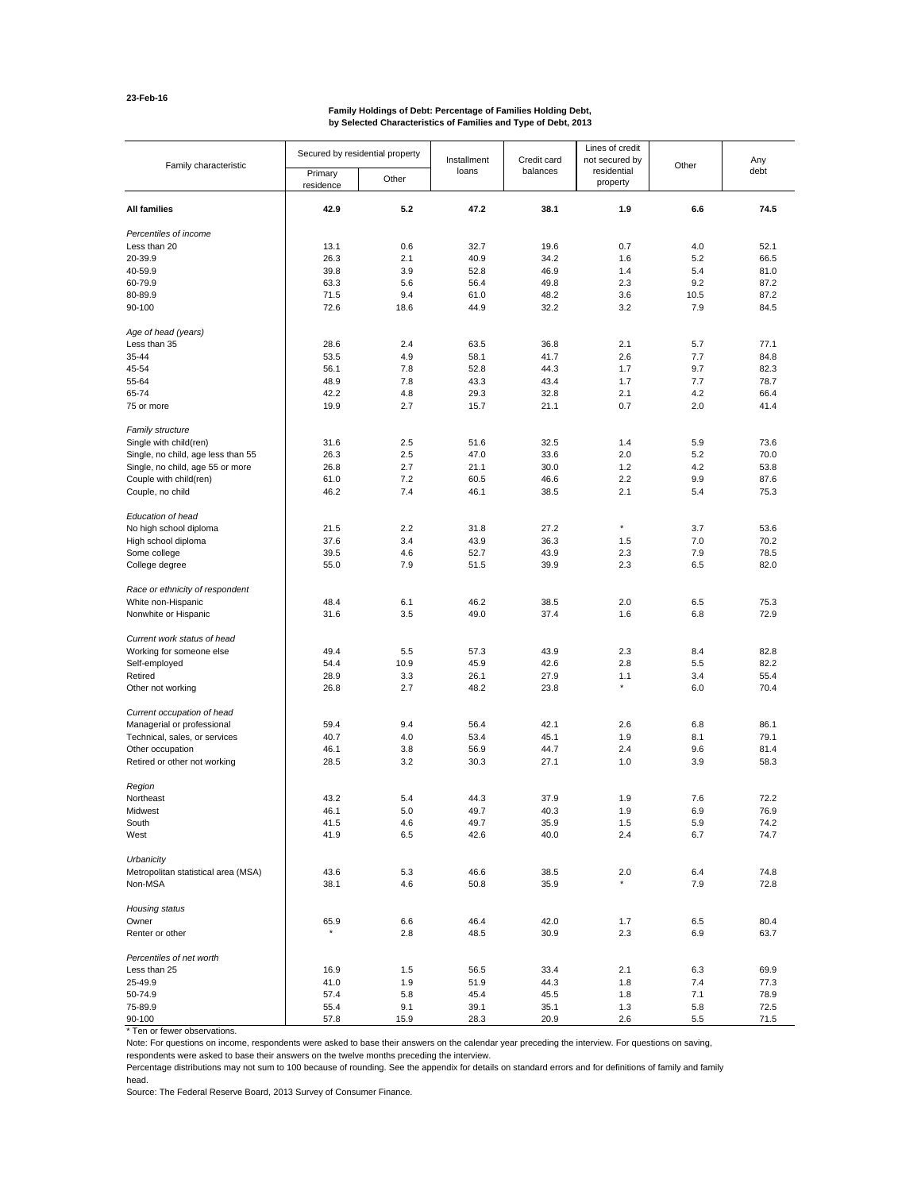23-Feb-16

**Family Holdings of Debt: Percentage of Families Holding Debt, by Selected Characteristics of Families and Type of Debt, 2013**

| Family characteristic | Secured by residential property | | Installment loans | Credit card balances | Lines of credit not secured by residential property | Other | Any debt |
|---|---|---|---|---|---|---|---|
| | Primary residence | Other | | | | | |
| **All families** | **42.9** | **5.2** | **47.2** | **38.1** | **1.9** | **6.6** | **74.5** |
| *Percentiles of income* | | | | | | | |
| Less than 20 | 13.1 | 0.6 | 32.7 | 19.6 | 0.7 | 4.0 | 52.1 |
| 20-39.9 | 26.3 | 2.1 | 40.9 | 34.2 | 1.6 | 5.2 | 66.5 |
| 40-59.9 | 39.8 | 3.9 | 52.8 | 46.9 | 1.4 | 5.4 | 81.0 |
| 60-79.9 | 63.3 | 5.6 | 56.4 | 49.8 | 2.3 | 9.2 | 87.2 |
| 80-89.9 | 71.5 | 9.4 | 61.0 | 48.2 | 3.6 | 10.5 | 87.2 |
| 90-100 | 72.6 | 18.6 | 44.9 | 32.2 | 3.2 | 7.9 | 84.5 |
| *Age of head (years)* | | | | | | | |
| Less than 35 | 28.6 | 2.4 | 63.5 | 36.8 | 2.1 | 5.7 | 77.1 |
| 35-44 | 53.5 | 4.9 | 58.1 | 41.7 | 2.6 | 7.7 | 84.8 |
| 45-54 | 56.1 | 7.8 | 52.8 | 44.3 | 1.7 | 9.7 | 82.3 |
| 55-64 | 48.9 | 7.8 | 43.3 | 43.4 | 1.7 | 7.7 | 78.7 |
| 65-74 | 42.2 | 4.8 | 29.3 | 32.8 | 2.1 | 4.2 | 66.4 |
| 75 or more | 19.9 | 2.7 | 15.7 | 21.1 | 0.7 | 2.0 | 41.4 |
| *Family structure* | | | | | | | |
| Single with child(ren) | 31.6 | 2.5 | 51.6 | 32.5 | 1.4 | 5.9 | 73.6 |
| Single, no child, age less than 55 | 26.3 | 2.5 | 47.0 | 33.6 | 2.0 | 5.2 | 70.0 |
| Single, no child, age 55 or more | 26.8 | 2.7 | 21.1 | 30.0 | 1.2 | 4.2 | 53.8 |
| Couple with child(ren) | 61.0 | 7.2 | 60.5 | 46.6 | 2.2 | 9.9 | 87.6 |
| Couple, no child | 46.2 | 7.4 | 46.1 | 38.5 | 2.1 | 5.4 | 75.3 |
| *Education of head* | | | | | | | |
| No high school diploma | 21.5 | 2.2 | 31.8 | 27.2 | * | 3.7 | 53.6 |
| High school diploma | 37.6 | 3.4 | 43.9 | 36.3 | 1.5 | 7.0 | 70.2 |
| Some college | 39.5 | 4.6 | 52.7 | 43.9 | 2.3 | 7.9 | 78.5 |
| College degree | 55.0 | 7.9 | 51.5 | 39.9 | 2.3 | 6.5 | 82.0 |
| *Race or ethnicity of respondent* | | | | | | | |
| White non-Hispanic | 48.4 | 6.1 | 46.2 | 38.5 | 2.0 | 6.5 | 75.3 |
| Nonwhite or Hispanic | 31.6 | 3.5 | 49.0 | 37.4 | 1.6 | 6.8 | 72.9 |
| *Current work status of head* | | | | | | | |
| Working for someone else | 49.4 | 5.5 | 57.3 | 43.9 | 2.3 | 8.4 | 82.8 |
| Self-employed | 54.4 | 10.9 | 45.9 | 42.6 | 2.8 | 5.5 | 82.2 |
| Retired | 28.9 | 3.3 | 26.1 | 27.9 | 1.1 | 3.4 | 55.4 |
| Other not working | 26.8 | 2.7 | 48.2 | 23.8 | * | 6.0 | 70.4 |
| *Current occupation of head* | | | | | | | |
| Managerial or professional | 59.4 | 9.4 | 56.4 | 42.1 | 2.6 | 6.8 | 86.1 |
| Technical, sales, or services | 40.7 | 4.0 | 53.4 | 45.1 | 1.9 | 8.1 | 79.1 |
| Other occupation | 46.1 | 3.8 | 56.9 | 44.7 | 2.4 | 9.6 | 81.4 |
| Retired or other not working | 28.5 | 3.2 | 30.3 | 27.1 | 1.0 | 3.9 | 58.3 |
| *Region* | | | | | | | |
| Northeast | 43.2 | 5.4 | 44.3 | 37.9 | 1.9 | 7.6 | 72.2 |
| Midwest | 46.1 | 5.0 | 49.7 | 40.3 | 1.9 | 6.9 | 76.9 |
| South | 41.5 | 4.6 | 49.7 | 35.9 | 1.5 | 5.9 | 74.2 |
| West | 41.9 | 6.5 | 42.6 | 40.0 | 2.4 | 6.7 | 74.7 |
| *Urbanicity* | | | | | | | |
| Metropolitan statistical area (MSA) | 43.6 | 5.3 | 46.6 | 38.5 | 2.0 | 6.4 | 74.8 |
| Non-MSA | 38.1 | 4.6 | 50.8 | 35.9 | * | 7.9 | 72.8 |
| *Housing status* | | | | | | | |
| Owner | 65.9 | 6.6 | 46.4 | 42.0 | 1.7 | 6.5 | 80.4 |
| Renter or other | * | 2.8 | 48.5 | 30.9 | 2.3 | 6.9 | 63.7 |
| *Percentiles of net worth* | | | | | | | |
| Less than 25 | 16.9 | 1.5 | 56.5 | 33.4 | 2.1 | 6.3 | 69.9 |
| 25-49.9 | 41.0 | 1.9 | 51.9 | 44.3 | 1.8 | 7.4 | 77.3 |
| 50-74.9 | 57.4 | 5.8 | 45.4 | 45.5 | 1.8 | 7.1 | 78.9 |
| 75-89.9 | 55.4 | 9.1 | 39.1 | 35.1 | 1.3 | 5.8 | 72.5 |
| 90-100 | 57.8 | 15.9 | 28.3 | 20.9 | 2.6 | 5.5 | 71.5 |

\* Ten or fewer observations.

Note: For questions on income, respondents were asked to base their answers on the calendar year preceding the interview. For questions on saving, respondents were asked to base their answers on the twelve months preceding the interview.

Percentage distributions may not sum to 100 because of rounding. See the appendix for details on standard errors and for definitions of family and family head.

Source: The Federal Reserve Board, 2013 Survey of Consumer Finance.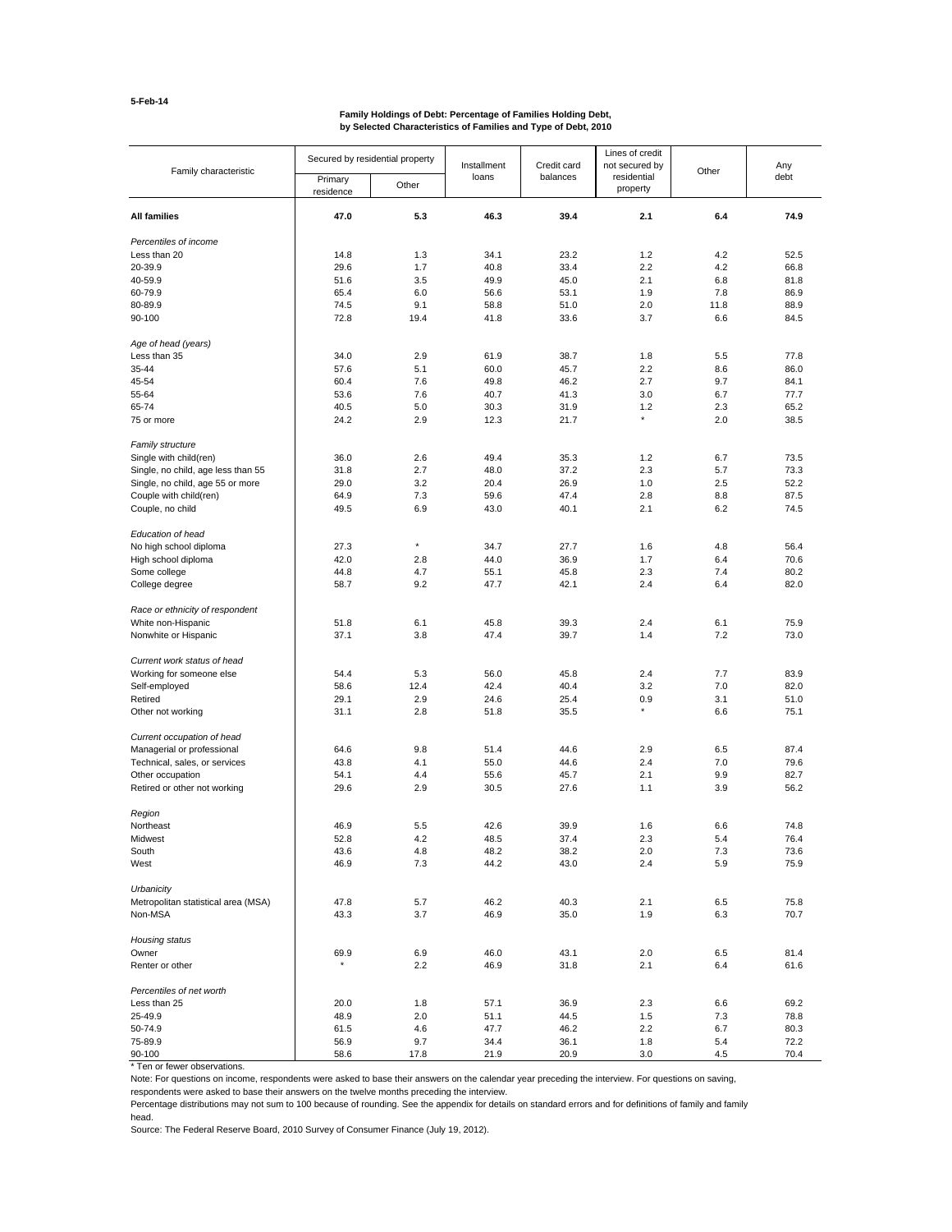5-Feb-14

**Family Holdings of Debt: Percentage of Families Holding Debt, by Selected Characteristics of Families and Type of Debt, 2010**

| Family characteristic | Secured by residential property | | Installment loans | Credit card balances | Lines of credit not secured by residential property | Other | Any debt |
|---|---|---|---|---|---|---|---|
| | Primary residence | Other | | | | | |
| **All families** | **47.0** | **5.3** | **46.3** | **39.4** | **2.1** | **6.4** | **74.9** |
| *Percentiles of income* | | | | | | | |
| Less than 20 | 14.8 | 1.3 | 34.1 | 23.2 | 1.2 | 4.2 | 52.5 |
| 20-39.9 | 29.6 | 1.7 | 40.8 | 33.4 | 2.2 | 4.2 | 66.8 |
| 40-59.9 | 51.6 | 3.5 | 49.9 | 45.0 | 2.1 | 6.8 | 81.8 |
| 60-79.9 | 65.4 | 6.0 | 56.6 | 53.1 | 1.9 | 7.8 | 86.9 |
| 80-89.9 | 74.5 | 9.1 | 58.8 | 51.0 | 2.0 | 11.8 | 88.9 |
| 90-100 | 72.8 | 19.4 | 41.8 | 33.6 | 3.7 | 6.6 | 84.5 |
| *Age of head (years)* | | | | | | | |
| Less than 35 | 34.0 | 2.9 | 61.9 | 38.7 | 1.8 | 5.5 | 77.8 |
| 35-44 | 57.6 | 5.1 | 60.0 | 45.7 | 2.2 | 8.6 | 86.0 |
| 45-54 | 60.4 | 7.6 | 49.8 | 46.2 | 2.7 | 9.7 | 84.1 |
| 55-64 | 53.6 | 7.6 | 40.7 | 41.3 | 3.0 | 6.7 | 77.7 |
| 65-74 | 40.5 | 5.0 | 30.3 | 31.9 | 1.2 | 2.3 | 65.2 |
| 75 or more | 24.2 | 2.9 | 12.3 | 21.7 | * | 2.0 | 38.5 |
| *Family structure* | | | | | | | |
| Single with child(ren) | 36.0 | 2.6 | 49.4 | 35.3 | 1.2 | 6.7 | 73.5 |
| Single, no child, age less than 55 | 31.8 | 2.7 | 48.0 | 37.2 | 2.3 | 5.7 | 73.3 |
| Single, no child, age 55 or more | 29.0 | 3.2 | 20.4 | 26.9 | 1.0 | 2.5 | 52.2 |
| Couple with child(ren) | 64.9 | 7.3 | 59.6 | 47.4 | 2.8 | 8.8 | 87.5 |
| Couple, no child | 49.5 | 6.9 | 43.0 | 40.1 | 2.1 | 6.2 | 74.5 |
| *Education of head* | | | | | | | |
| No high school diploma | 27.3 | * | 34.7 | 27.7 | 1.6 | 4.8 | 56.4 |
| High school diploma | 42.0 | 2.8 | 44.0 | 36.9 | 1.7 | 6.4 | 70.6 |
| Some college | 44.8 | 4.7 | 55.1 | 45.8 | 2.3 | 7.4 | 80.2 |
| College degree | 58.7 | 9.2 | 47.7 | 42.1 | 2.4 | 6.4 | 82.0 |
| *Race or ethnicity of respondent* | | | | | | | |
| White non-Hispanic | 51.8 | 6.1 | 45.8 | 39.3 | 2.4 | 6.1 | 75.9 |
| Nonwhite or Hispanic | 37.1 | 3.8 | 47.4 | 39.7 | 1.4 | 7.2 | 73.0 |
| *Current work status of head* | | | | | | | |
| Working for someone else | 54.4 | 5.3 | 56.0 | 45.8 | 2.4 | 7.7 | 83.9 |
| Self-employed | 58.6 | 12.4 | 42.4 | 40.4 | 3.2 | 7.0 | 82.0 |
| Retired | 29.1 | 2.9 | 24.6 | 25.4 | 0.9 | 3.1 | 51.0 |
| Other not working | 31.1 | 2.8 | 51.8 | 35.5 | * | 6.6 | 75.1 |
| *Current occupation of head* | | | | | | | |
| Managerial or professional | 64.6 | 9.8 | 51.4 | 44.6 | 2.9 | 6.5 | 87.4 |
| Technical, sales, or services | 43.8 | 4.1 | 55.0 | 44.6 | 2.4 | 7.0 | 79.6 |
| Other occupation | 54.1 | 4.4 | 55.6 | 45.7 | 2.1 | 9.9 | 82.7 |
| Retired or other not working | 29.6 | 2.9 | 30.5 | 27.6 | 1.1 | 3.9 | 56.2 |
| *Region* | | | | | | | |
| Northeast | 46.9 | 5.5 | 42.6 | 39.9 | 1.6 | 6.6 | 74.8 |
| Midwest | 52.8 | 4.2 | 48.5 | 37.4 | 2.3 | 5.4 | 76.4 |
| South | 43.6 | 4.8 | 48.2 | 38.2 | 2.0 | 7.3 | 73.6 |
| West | 46.9 | 7.3 | 44.2 | 43.0 | 2.4 | 5.9 | 75.9 |
| *Urbanicity* | | | | | | | |
| Metropolitan statistical area (MSA) | 47.8 | 5.7 | 46.2 | 40.3 | 2.1 | 6.5 | 75.8 |
| Non-MSA | 43.3 | 3.7 | 46.9 | 35.0 | 1.9 | 6.3 | 70.7 |
| *Housing status* | | | | | | | |
| Owner | 69.9 | 6.9 | 46.0 | 43.1 | 2.0 | 6.5 | 81.4 |
| Renter or other | * | 2.2 | 46.9 | 31.8 | 2.1 | 6.4 | 61.6 |
| *Percentiles of net worth* | | | | | | | |
| Less than 25 | 20.0 | 1.8 | 57.1 | 36.9 | 2.3 | 6.6 | 69.2 |
| 25-49.9 | 48.9 | 2.0 | 51.1 | 44.5 | 1.5 | 7.3 | 78.8 |
| 50-74.9 | 61.5 | 4.6 | 47.7 | 46.2 | 2.2 | 6.7 | 80.3 |
| 75-89.9 | 56.9 | 9.7 | 34.4 | 36.1 | 1.8 | 5.4 | 72.2 |
| 90-100 | 58.6 | 17.8 | 21.9 | 20.9 | 3.0 | 4.5 | 70.4 |

* Ten or fewer observations.

Note: For questions on income, respondents were asked to base their answers on the calendar year preceding the interview. For questions on saving, respondents were asked to base their answers on the twelve months preceding the interview.

Percentage distributions may not sum to 100 because of rounding. See the appendix for details on standard errors and for definitions of family and family head.

Source: The Federal Reserve Board, 2010 Survey of Consumer Finance (July 19, 2012).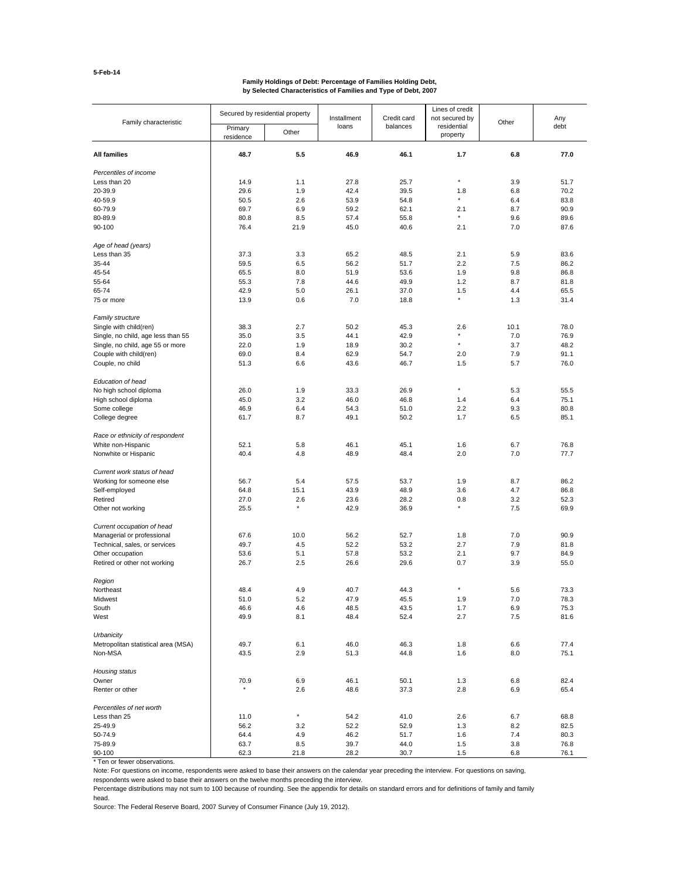5-Feb-14

**Family Holdings of Debt: Percentage of Families Holding Debt, by Selected Characteristics of Families and Type of Debt, 2007**

| Family characteristic | Secured by residential property | | Installment loans | Credit card balances | Lines of credit not secured by residential property | Other | Any debt |
|---|---|---|---|---|---|---|---|
| | Primary residence | Other | | | | | |
| **All families** | **48.7** | **5.5** | **46.9** | **46.1** | **1.7** | **6.8** | **77.0** |
| *Percentiles of income* | | | | | | | |
| Less than 20 | 14.9 | 1.1 | 27.8 | 25.7 | * | 3.9 | 51.7 |
| 20-39.9 | 29.6 | 1.9 | 42.4 | 39.5 | 1.8 | 6.8 | 70.2 |
| 40-59.9 | 50.5 | 2.6 | 53.9 | 54.8 | * | 6.4 | 83.8 |
| 60-79.9 | 69.7 | 6.9 | 59.2 | 62.1 | 2.1 | 8.7 | 90.9 |
| 80-89.9 | 80.8 | 8.5 | 57.4 | 55.8 | * | 9.6 | 89.6 |
| 90-100 | 76.4 | 21.9 | 45.0 | 40.6 | 2.1 | 7.0 | 87.6 |
| *Age of head (years)* | | | | | | | |
| Less than 35 | 37.3 | 3.3 | 65.2 | 48.5 | 2.1 | 5.9 | 83.6 |
| 35-44 | 59.5 | 6.5 | 56.2 | 51.7 | 2.2 | 7.5 | 86.2 |
| 45-54 | 65.5 | 8.0 | 51.9 | 53.6 | 1.9 | 9.8 | 86.8 |
| 55-64 | 55.3 | 7.8 | 44.6 | 49.9 | 1.2 | 8.7 | 81.8 |
| 65-74 | 42.9 | 5.0 | 26.1 | 37.0 | 1.5 | 4.4 | 65.5 |
| 75 or more | 13.9 | 0.6 | 7.0 | 18.8 | * | 1.3 | 31.4 |
| *Family structure* | | | | | | | |
| Single with child(ren) | 38.3 | 2.7 | 50.2 | 45.3 | 2.6 | 10.1 | 78.0 |
| Single, no child, age less than 55 | 35.0 | 3.5 | 44.1 | 42.9 | * | 7.0 | 76.9 |
| Single, no child, age 55 or more | 22.0 | 1.9 | 18.9 | 30.2 | * | 3.7 | 48.2 |
| Couple with child(ren) | 69.0 | 8.4 | 62.9 | 54.7 | 2.0 | 7.9 | 91.1 |
| Couple, no child | 51.3 | 6.6 | 43.6 | 46.7 | 1.5 | 5.7 | 76.0 |
| *Education of head* | | | | | | | |
| No high school diploma | 26.0 | 1.9 | 33.3 | 26.9 | * | 5.3 | 55.5 |
| High school diploma | 45.0 | 3.2 | 46.0 | 46.8 | 1.4 | 6.4 | 75.1 |
| Some college | 46.9 | 6.4 | 54.3 | 51.0 | 2.2 | 9.3 | 80.8 |
| College degree | 61.7 | 8.7 | 49.1 | 50.2 | 1.7 | 6.5 | 85.1 |
| *Race or ethnicity of respondent* | | | | | | | |
| White non-Hispanic | 52.1 | 5.8 | 46.1 | 45.1 | 1.6 | 6.7 | 76.8 |
| Nonwhite or Hispanic | 40.4 | 4.8 | 48.9 | 48.4 | 2.0 | 7.0 | 77.7 |
| *Current work status of head* | | | | | | | |
| Working for someone else | 56.7 | 5.4 | 57.5 | 53.7 | 1.9 | 8.7 | 86.2 |
| Self-employed | 64.8 | 15.1 | 43.9 | 48.9 | 3.6 | 4.7 | 86.8 |
| Retired | 27.0 | 2.6 | 23.6 | 28.2 | 0.8 | 3.2 | 52.3 |
| Other not working | 25.5 | * | 42.9 | 36.9 | * | 7.5 | 69.9 |
| *Current occupation of head* | | | | | | | |
| Managerial or professional | 67.6 | 10.0 | 56.2 | 52.7 | 1.8 | 7.0 | 90.9 |
| Technical, sales, or services | 49.7 | 4.5 | 52.2 | 53.2 | 2.7 | 7.9 | 81.8 |
| Other occupation | 53.6 | 5.1 | 57.8 | 53.2 | 2.1 | 9.7 | 84.9 |
| Retired or other not working | 26.7 | 2.5 | 26.6 | 29.6 | 0.7 | 3.9 | 55.0 |
| *Region* | | | | | | | |
| Northeast | 48.4 | 4.9 | 40.7 | 44.3 | * | 5.6 | 73.3 |
| Midwest | 51.0 | 5.2 | 47.9 | 45.5 | 1.9 | 7.0 | 78.3 |
| South | 46.6 | 4.6 | 48.5 | 43.5 | 1.7 | 6.9 | 75.3 |
| West | 49.9 | 8.1 | 48.4 | 52.4 | 2.7 | 7.5 | 81.6 |
| *Urbanicity* | | | | | | | |
| Metropolitan statistical area (MSA) | 49.7 | 6.1 | 46.0 | 46.3 | 1.8 | 6.6 | 77.4 |
| Non-MSA | 43.5 | 2.9 | 51.3 | 44.8 | 1.6 | 8.0 | 75.1 |
| *Housing status* | | | | | | | |
| Owner | 70.9 | 6.9 | 46.1 | 50.1 | 1.3 | 6.8 | 82.4 |
| Renter or other | * | 2.6 | 48.6 | 37.3 | 2.8 | 6.9 | 65.4 |
| *Percentiles of net worth* | | | | | | | |
| Less than 25 | 11.0 | * | 54.2 | 41.0 | 2.6 | 6.7 | 68.8 |
| 25-49.9 | 56.2 | 3.2 | 52.2 | 52.9 | 1.3 | 8.2 | 82.5 |
| 50-74.9 | 64.4 | 4.9 | 46.2 | 51.7 | 1.6 | 7.4 | 80.3 |
| 75-89.9 | 63.7 | 8.5 | 39.7 | 44.0 | 1.5 | 3.8 | 76.8 |
| 90-100 | 62.3 | 21.8 | 28.2 | 30.7 | 1.5 | 6.8 | 76.1 |

* Ten or fewer observations.

Note: For questions on income, respondents were asked to base their answers on the calendar year preceding the interview. For questions on saving, respondents were asked to base their answers on the twelve months preceding the interview.

Percentage distributions may not sum to 100 because of rounding. See the appendix for details on standard errors and for definitions of family and family head.

Source: The Federal Reserve Board, 2007 Survey of Consumer Finance (July 19, 2012).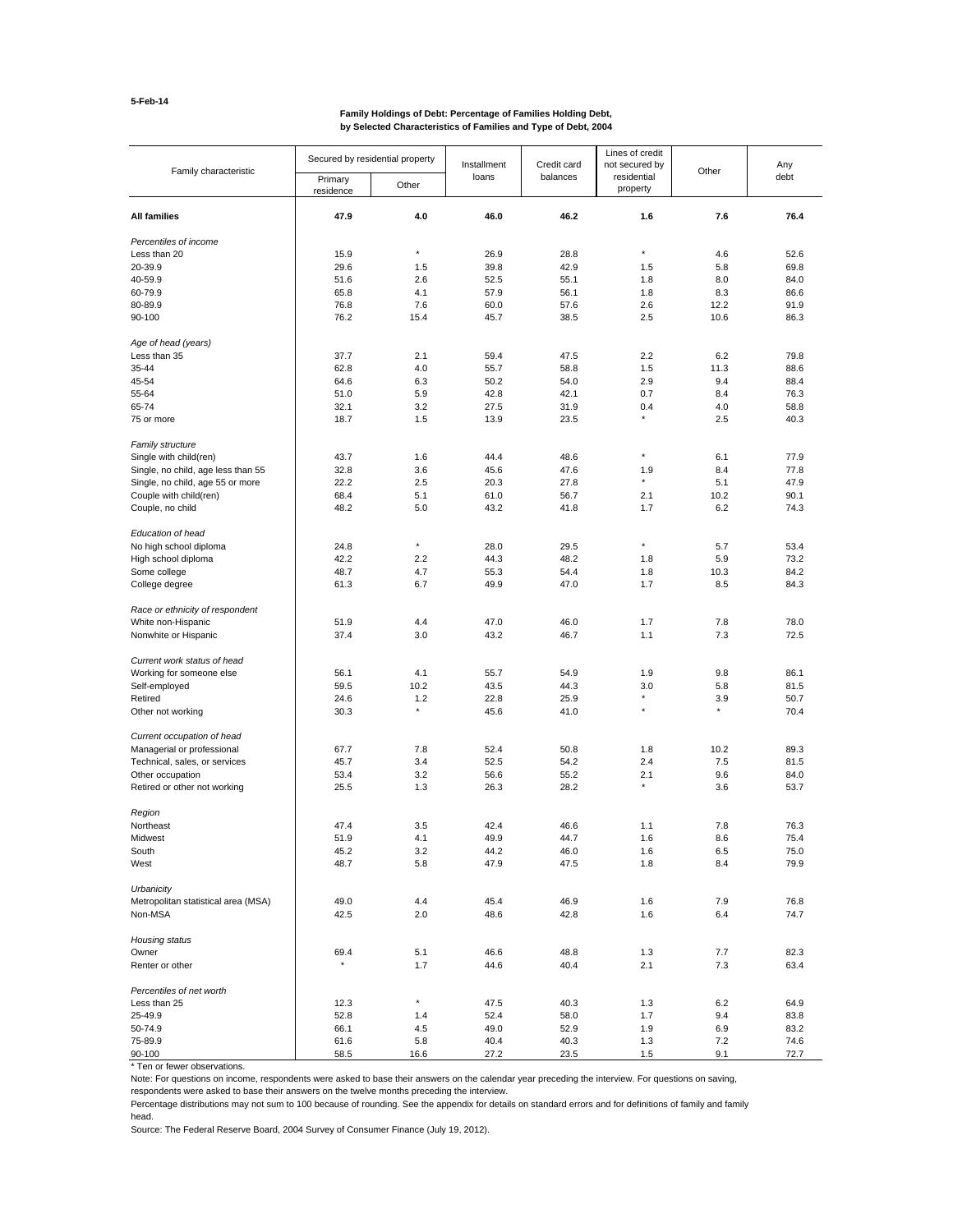5-Feb-14

**Family Holdings of Debt: Percentage of Families Holding Debt, by Selected Characteristics of Families and Type of Debt, 2004**

| Family characteristic | Secured by residential property | | Installment loans | Credit card balances | Lines of credit not secured by residential property | Other | Any debt |
|---|---|---|---|---|---|---|---|
| | Primary residence | Other | | | | | |
| **All families** | **47.9** | **4.0** | **46.0** | **46.2** | **1.6** | **7.6** | **76.4** |
| *Percentiles of income* | | | | | | | |
| Less than 20 | 15.9 | * | 26.9 | 28.8 | * | 4.6 | 52.6 |
| 20-39.9 | 29.6 | 1.5 | 39.8 | 42.9 | 1.5 | 5.8 | 69.8 |
| 40-59.9 | 51.6 | 2.6 | 52.5 | 55.1 | 1.8 | 8.0 | 84.0 |
| 60-79.9 | 65.8 | 4.1 | 57.9 | 56.1 | 1.8 | 8.3 | 86.6 |
| 80-89.9 | 76.8 | 7.6 | 60.0 | 57.6 | 2.6 | 12.2 | 91.9 |
| 90-100 | 76.2 | 15.4 | 45.7 | 38.5 | 2.5 | 10.6 | 86.3 |
| *Age of head (years)* | | | | | | | |
| Less than 35 | 37.7 | 2.1 | 59.4 | 47.5 | 2.2 | 6.2 | 79.8 |
| 35-44 | 62.8 | 4.0 | 55.7 | 58.8 | 1.5 | 11.3 | 88.6 |
| 45-54 | 64.6 | 6.3 | 50.2 | 54.0 | 2.9 | 9.4 | 88.4 |
| 55-64 | 51.0 | 5.9 | 42.8 | 42.1 | 0.7 | 8.4 | 76.3 |
| 65-74 | 32.1 | 3.2 | 27.5 | 31.9 | 0.4 | 4.0 | 58.8 |
| 75 or more | 18.7 | 1.5 | 13.9 | 23.5 | * | 2.5 | 40.3 |
| *Family structure* | | | | | | | |
| Single with child(ren) | 43.7 | 1.6 | 44.4 | 48.6 | * | 6.1 | 77.9 |
| Single, no child, age less than 55 | 32.8 | 3.6 | 45.6 | 47.6 | 1.9 | 8.4 | 77.8 |
| Single, no child, age 55 or more | 22.2 | 2.5 | 20.3 | 27.8 | * | 5.1 | 47.9 |
| Couple with child(ren) | 68.4 | 5.1 | 61.0 | 56.7 | 2.1 | 10.2 | 90.1 |
| Couple, no child | 48.2 | 5.0 | 43.2 | 41.8 | 1.7 | 6.2 | 74.3 |
| *Education of head* | | | | | | | |
| No high school diploma | 24.8 | * | 28.0 | 29.5 | * | 5.7 | 53.4 |
| High school diploma | 42.2 | 2.2 | 44.3 | 48.2 | 1.8 | 5.9 | 73.2 |
| Some college | 48.7 | 4.7 | 55.3 | 54.4 | 1.8 | 10.3 | 84.2 |
| College degree | 61.3 | 6.7 | 49.9 | 47.0 | 1.7 | 8.5 | 84.3 |
| *Race or ethnicity of respondent* | | | | | | | |
| White non-Hispanic | 51.9 | 4.4 | 47.0 | 46.0 | 1.7 | 7.8 | 78.0 |
| Nonwhite or Hispanic | 37.4 | 3.0 | 43.2 | 46.7 | 1.1 | 7.3 | 72.5 |
| *Current work status of head* | | | | | | | |
| Working for someone else | 56.1 | 4.1 | 55.7 | 54.9 | 1.9 | 9.8 | 86.1 |
| Self-employed | 59.5 | 10.2 | 43.5 | 44.3 | 3.0 | 5.8 | 81.5 |
| Retired | 24.6 | 1.2 | 22.8 | 25.9 | * | 3.9 | 50.7 |
| Other not working | 30.3 | * | 45.6 | 41.0 | * | * | 70.4 |
| *Current occupation of head* | | | | | | | |
| Managerial or professional | 67.7 | 7.8 | 52.4 | 50.8 | 1.8 | 10.2 | 89.3 |
| Technical, sales, or services | 45.7 | 3.4 | 52.5 | 54.2 | 2.4 | 7.5 | 81.5 |
| Other occupation | 53.4 | 3.2 | 56.6 | 55.2 | 2.1 | 9.6 | 84.0 |
| Retired or other not working | 25.5 | 1.3 | 26.3 | 28.2 | * | 3.6 | 53.7 |
| *Region* | | | | | | | |
| Northeast | 47.4 | 3.5 | 42.4 | 46.6 | 1.1 | 7.8 | 76.3 |
| Midwest | 51.9 | 4.1 | 49.9 | 44.7 | 1.6 | 8.6 | 75.4 |
| South | 45.2 | 3.2 | 44.2 | 46.0 | 1.6 | 6.5 | 75.0 |
| West | 48.7 | 5.8 | 47.9 | 47.5 | 1.8 | 8.4 | 79.9 |
| *Urbanicity* | | | | | | | |
| Metropolitan statistical area (MSA) | 49.0 | 4.4 | 45.4 | 46.9 | 1.6 | 7.9 | 76.8 |
| Non-MSA | 42.5 | 2.0 | 48.6 | 42.8 | 1.6 | 6.4 | 74.7 |
| *Housing status* | | | | | | | |
| Owner | 69.4 | 5.1 | 46.6 | 48.8 | 1.3 | 7.7 | 82.3 |
| Renter or other | * | 1.7 | 44.6 | 40.4 | 2.1 | 7.3 | 63.4 |
| *Percentiles of net worth* | | | | | | | |
| Less than 25 | 12.3 | * | 47.5 | 40.3 | 1.3 | 6.2 | 64.9 |
| 25-49.9 | 52.8 | 1.4 | 52.4 | 58.0 | 1.7 | 9.4 | 83.8 |
| 50-74.9 | 66.1 | 4.5 | 49.0 | 52.9 | 1.9 | 6.9 | 83.2 |
| 75-89.9 | 61.6 | 5.8 | 40.4 | 40.3 | 1.3 | 7.2 | 74.6 |
| 90-100 | 58.5 | 16.6 | 27.2 | 23.5 | 1.5 | 9.1 | 72.7 |

* Ten or fewer observations.

Note: For questions on income, respondents were asked to base their answers on the calendar year preceding the interview. For questions on saving, respondents were asked to base their answers on the twelve months preceding the interview.

Percentage distributions may not sum to 100 because of rounding. See the appendix for details on standard errors and for definitions of family and family head.

Source: The Federal Reserve Board, 2004 Survey of Consumer Finance (July 19, 2012).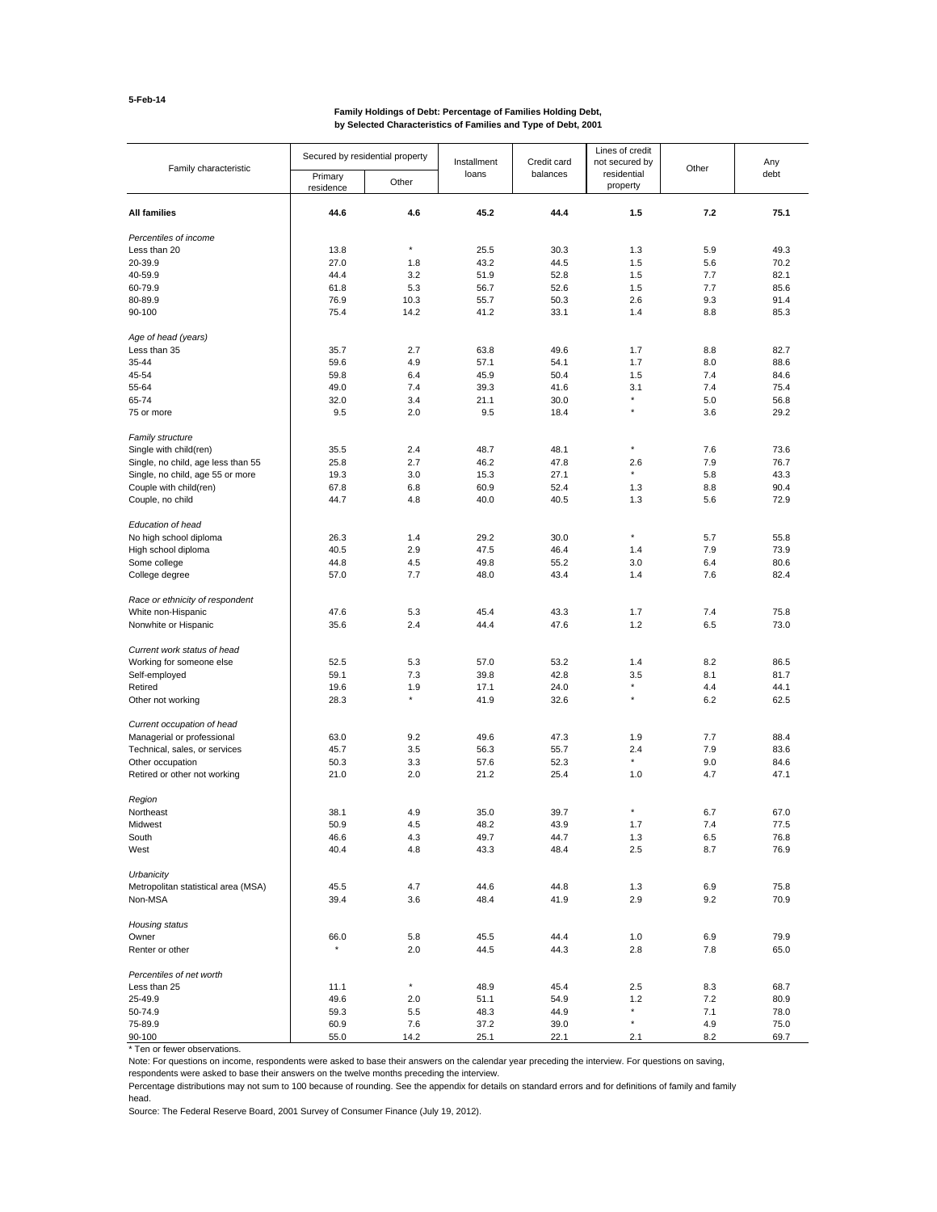5-Feb-14

**Family Holdings of Debt: Percentage of Families Holding Debt, by Selected Characteristics of Families and Type of Debt, 2001**

| Family characteristic | Secured by residential property | | Installment loans | Credit card balances | Lines of credit not secured by residential property | Other | Any debt |
|---|---|---|---|---|---|---|---|
| | Primary residence | Other | | | | | |
| **All families** | **44.6** | **4.6** | **45.2** | **44.4** | **1.5** | **7.2** | **75.1** |
| *Percentiles of income* | | | | | | | |
| Less than 20 | 13.8 | * | 25.5 | 30.3 | 1.3 | 5.9 | 49.3 |
| 20-39.9 | 27.0 | 1.8 | 43.2 | 44.5 | 1.5 | 5.6 | 70.2 |
| 40-59.9 | 44.4 | 3.2 | 51.9 | 52.8 | 1.5 | 7.7 | 82.1 |
| 60-79.9 | 61.8 | 5.3 | 56.7 | 52.6 | 1.5 | 7.7 | 85.6 |
| 80-89.9 | 76.9 | 10.3 | 55.7 | 50.3 | 2.6 | 9.3 | 91.4 |
| 90-100 | 75.4 | 14.2 | 41.2 | 33.1 | 1.4 | 8.8 | 85.3 |
| *Age of head (years)* | | | | | | | |
| Less than 35 | 35.7 | 2.7 | 63.8 | 49.6 | 1.7 | 8.8 | 82.7 |
| 35-44 | 59.6 | 4.9 | 57.1 | 54.1 | 1.7 | 8.0 | 88.6 |
| 45-54 | 59.8 | 6.4 | 45.9 | 50.4 | 1.5 | 7.4 | 84.6 |
| 55-64 | 49.0 | 7.4 | 39.3 | 41.6 | 3.1 | 7.4 | 75.4 |
| 65-74 | 32.0 | 3.4 | 21.1 | 30.0 | * | 5.0 | 56.8 |
| 75 or more | 9.5 | 2.0 | 9.5 | 18.4 | * | 3.6 | 29.2 |
| *Family structure* | | | | | | | |
| Single with child(ren) | 35.5 | 2.4 | 48.7 | 48.1 | * | 7.6 | 73.6 |
| Single, no child, age less than 55 | 25.8 | 2.7 | 46.2 | 47.8 | 2.6 | 7.9 | 76.7 |
| Single, no child, age 55 or more | 19.3 | 3.0 | 15.3 | 27.1 | * | 5.8 | 43.3 |
| Couple with child(ren) | 67.8 | 6.8 | 60.9 | 52.4 | 1.3 | 8.8 | 90.4 |
| Couple, no child | 44.7 | 4.8 | 40.0 | 40.5 | 1.3 | 5.6 | 72.9 |
| *Education of head* | | | | | | | |
| No high school diploma | 26.3 | 1.4 | 29.2 | 30.0 | * | 5.7 | 55.8 |
| High school diploma | 40.5 | 2.9 | 47.5 | 46.4 | 1.4 | 7.9 | 73.9 |
| Some college | 44.8 | 4.5 | 49.8 | 55.2 | 3.0 | 6.4 | 80.6 |
| College degree | 57.0 | 7.7 | 48.0 | 43.4 | 1.4 | 7.6 | 82.4 |
| *Race or ethnicity of respondent* | | | | | | | |
| White non-Hispanic | 47.6 | 5.3 | 45.4 | 43.3 | 1.7 | 7.4 | 75.8 |
| Nonwhite or Hispanic | 35.6 | 2.4 | 44.4 | 47.6 | 1.2 | 6.5 | 73.0 |
| *Current work status of head* | | | | | | | |
| Working for someone else | 52.5 | 5.3 | 57.0 | 53.2 | 1.4 | 8.2 | 86.5 |
| Self-employed | 59.1 | 7.3 | 39.8 | 42.8 | 3.5 | 8.1 | 81.7 |
| Retired | 19.6 | 1.9 | 17.1 | 24.0 | * | 4.4 | 44.1 |
| Other not working | 28.3 | * | 41.9 | 32.6 | * | 6.2 | 62.5 |
| *Current occupation of head* | | | | | | | |
| Managerial or professional | 63.0 | 9.2 | 49.6 | 47.3 | 1.9 | 7.7 | 88.4 |
| Technical, sales, or services | 45.7 | 3.5 | 56.3 | 55.7 | 2.4 | 7.9 | 83.6 |
| Other occupation | 50.3 | 3.3 | 57.6 | 52.3 | * | 9.0 | 84.6 |
| Retired or other not working | 21.0 | 2.0 | 21.2 | 25.4 | 1.0 | 4.7 | 47.1 |
| *Region* | | | | | | | |
| Northeast | 38.1 | 4.9 | 35.0 | 39.7 | * | 6.7 | 67.0 |
| Midwest | 50.9 | 4.5 | 48.2 | 43.9 | 1.7 | 7.4 | 77.5 |
| South | 46.6 | 4.3 | 49.7 | 44.7 | 1.3 | 6.5 | 76.8 |
| West | 40.4 | 4.8 | 43.3 | 48.4 | 2.5 | 8.7 | 76.9 |
| *Urbanicity* | | | | | | | |
| Metropolitan statistical area (MSA) | 45.5 | 4.7 | 44.6 | 44.8 | 1.3 | 6.9 | 75.8 |
| Non-MSA | 39.4 | 3.6 | 48.4 | 41.9 | 2.9 | 9.2 | 70.9 |
| *Housing status* | | | | | | | |
| Owner | 66.0 | 5.8 | 45.5 | 44.4 | 1.0 | 6.9 | 79.9 |
| Renter or other | * | 2.0 | 44.5 | 44.3 | 2.8 | 7.8 | 65.0 |
| *Percentiles of net worth* | | | | | | | |
| Less than 25 | 11.1 | * | 48.9 | 45.4 | 2.5 | 8.3 | 68.7 |
| 25-49.9 | 49.6 | 2.0 | 51.1 | 54.9 | 1.2 | 7.2 | 80.9 |
| 50-74.9 | 59.3 | 5.5 | 48.3 | 44.9 | * | 7.1 | 78.0 |
| 75-89.9 | 60.9 | 7.6 | 37.2 | 39.0 | * | 4.9 | 75.0 |
| 90-100 | 55.0 | 14.2 | 25.1 | 22.1 | 2.1 | 8.2 | 69.7 |

\* Ten or fewer observations.

Note: For questions on income, respondents were asked to base their answers on the calendar year preceding the interview. For questions on saving, respondents were asked to base their answers on the twelve months preceding the interview.

Percentage distributions may not sum to 100 because of rounding. See the appendix for details on standard errors and for definitions of family and family head.

Source: The Federal Reserve Board, 2001 Survey of Consumer Finance (July 19, 2012).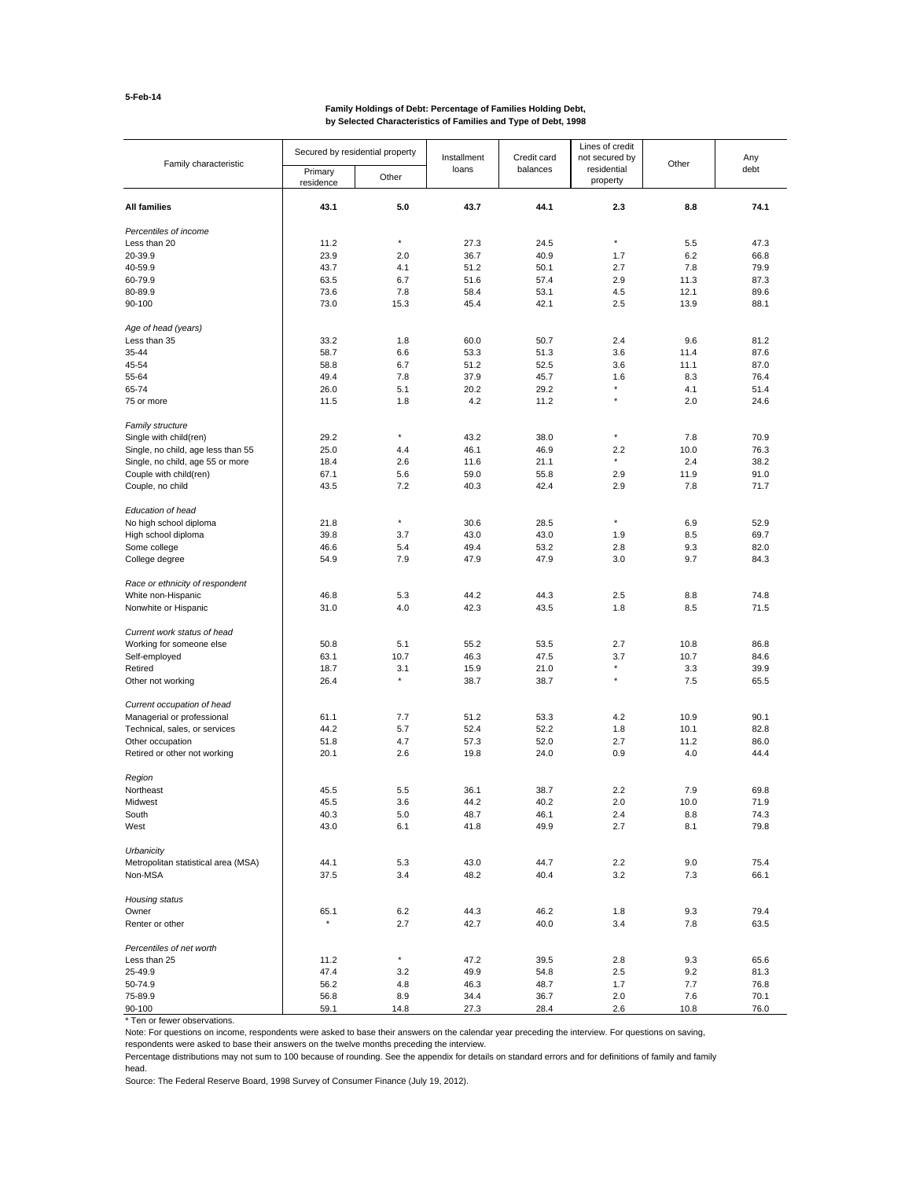5-Feb-14

### Family Holdings of Debt: Percentage of Families Holding Debt, by Selected Characteristics of Families and Type of Debt, 1998

| Family characteristic | Secured by residential property | | Installment loans | Credit card balances | Lines of credit not secured by residential property | Other | Any debt |
|---|---|---|---|---|---|---|---|
| | Primary residence | Other | | | | | |
| **All families** | **43.1** | **5.0** | **43.7** | **44.1** | **2.3** | **8.8** | **74.1** |
| *Percentiles of income* | | | | | | | |
| Less than 20 | 11.2 | * | 27.3 | 24.5 | * | 5.5 | 47.3 |
| 20-39.9 | 23.9 | 2.0 | 36.7 | 40.9 | 1.7 | 6.2 | 66.8 |
| 40-59.9 | 43.7 | 4.1 | 51.2 | 50.1 | 2.7 | 7.8 | 79.9 |
| 60-79.9 | 63.5 | 6.7 | 51.6 | 57.4 | 2.9 | 11.3 | 87.3 |
| 80-89.9 | 73.6 | 7.8 | 58.4 | 53.1 | 4.5 | 12.1 | 89.6 |
| 90-100 | 73.0 | 15.3 | 45.4 | 42.1 | 2.5 | 13.9 | 88.1 |
| *Age of head (years)* | | | | | | | |
| Less than 35 | 33.2 | 1.8 | 60.0 | 50.7 | 2.4 | 9.6 | 81.2 |
| 35-44 | 58.7 | 6.6 | 53.3 | 51.3 | 3.6 | 11.4 | 87.6 |
| 45-54 | 58.8 | 6.7 | 51.2 | 52.5 | 3.6 | 11.1 | 87.0 |
| 55-64 | 49.4 | 7.8 | 37.9 | 45.7 | 1.6 | 8.3 | 76.4 |
| 65-74 | 26.0 | 5.1 | 20.2 | 29.2 | * | 4.1 | 51.4 |
| 75 or more | 11.5 | 1.8 | 4.2 | 11.2 | * | 2.0 | 24.6 |
| *Family structure* | | | | | | | |
| Single with child(ren) | 29.2 | * | 43.2 | 38.0 | * | 7.8 | 70.9 |
| Single, no child, age less than 55 | 25.0 | 4.4 | 46.1 | 46.9 | 2.2 | 10.0 | 76.3 |
| Single, no child, age 55 or more | 18.4 | 2.6 | 11.6 | 21.1 | * | 2.4 | 38.2 |
| Couple with child(ren) | 67.1 | 5.6 | 59.0 | 55.8 | 2.9 | 11.9 | 91.0 |
| Couple, no child | 43.5 | 7.2 | 40.3 | 42.4 | 2.9 | 7.8 | 71.7 |
| *Education of head* | | | | | | | |
| No high school diploma | 21.8 | * | 30.6 | 28.5 | * | 6.9 | 52.9 |
| High school diploma | 39.8 | 3.7 | 43.0 | 43.0 | 1.9 | 8.5 | 69.7 |
| Some college | 46.6 | 5.4 | 49.4 | 53.2 | 2.8 | 9.3 | 82.0 |
| College degree | 54.9 | 7.9 | 47.9 | 47.9 | 3.0 | 9.7 | 84.3 |
| *Race or ethnicity of respondent* | | | | | | | |
| White non-Hispanic | 46.8 | 5.3 | 44.2 | 44.3 | 2.5 | 8.8 | 74.8 |
| Nonwhite or Hispanic | 31.0 | 4.0 | 42.3 | 43.5 | 1.8 | 8.5 | 71.5 |
| *Current work status of head* | | | | | | | |
| Working for someone else | 50.8 | 5.1 | 55.2 | 53.5 | 2.7 | 10.8 | 86.8 |
| Self-employed | 63.1 | 10.7 | 46.3 | 47.5 | 3.7 | 10.7 | 84.6 |
| Retired | 18.7 | 3.1 | 15.9 | 21.0 | * | 3.3 | 39.9 |
| Other not working | 26.4 | * | 38.7 | 38.7 | * | 7.5 | 65.5 |
| *Current occupation of head* | | | | | | | |
| Managerial or professional | 61.1 | 7.7 | 51.2 | 53.3 | 4.2 | 10.9 | 90.1 |
| Technical, sales, or services | 44.2 | 5.7 | 52.4 | 52.2 | 1.8 | 10.1 | 82.8 |
| Other occupation | 51.8 | 4.7 | 57.3 | 52.0 | 2.7 | 11.2 | 86.0 |
| Retired or other not working | 20.1 | 2.6 | 19.8 | 24.0 | 0.9 | 4.0 | 44.4 |
| *Region* | | | | | | | |
| Northeast | 45.5 | 5.5 | 36.1 | 38.7 | 2.2 | 7.9 | 69.8 |
| Midwest | 45.5 | 3.6 | 44.2 | 40.2 | 2.0 | 10.0 | 71.9 |
| South | 40.3 | 5.0 | 48.7 | 46.1 | 2.4 | 8.8 | 74.3 |
| West | 43.0 | 6.1 | 41.8 | 49.9 | 2.7 | 8.1 | 79.8 |
| *Urbanicity* | | | | | | | |
| Metropolitan statistical area (MSA) | 44.1 | 5.3 | 43.0 | 44.7 | 2.2 | 9.0 | 75.4 |
| Non-MSA | 37.5 | 3.4 | 48.2 | 40.4 | 3.2 | 7.3 | 66.1 |
| *Housing status* | | | | | | | |
| Owner | 65.1 | 6.2 | 44.3 | 46.2 | 1.8 | 9.3 | 79.4 |
| Renter or other | * | 2.7 | 42.7 | 40.0 | 3.4 | 7.8 | 63.5 |
| *Percentiles of net worth* | | | | | | | |
| Less than 25 | 11.2 | * | 47.2 | 39.5 | 2.8 | 9.3 | 65.6 |
| 25-49.9 | 47.4 | 3.2 | 49.9 | 54.8 | 2.5 | 9.2 | 81.3 |
| 50-74.9 | 56.2 | 4.8 | 46.3 | 48.7 | 1.7 | 7.7 | 76.8 |
| 75-89.9 | 56.8 | 8.9 | 34.4 | 36.7 | 2.0 | 7.6 | 70.1 |
| 90-100 | 59.1 | 14.8 | 27.3 | 28.4 | 2.6 | 10.8 | 76.0 |

* Ten or fewer observations.

Note: For questions on income, respondents were asked to base their answers on the calendar year preceding the interview. For questions on saving, respondents were asked to base their answers on the twelve months preceding the interview.

Percentage distributions may not sum to 100 because of rounding. See the appendix for details on standard errors and for definitions of family and family head.

Source: The Federal Reserve Board, 1998 Survey of Consumer Finance (July 19, 2012).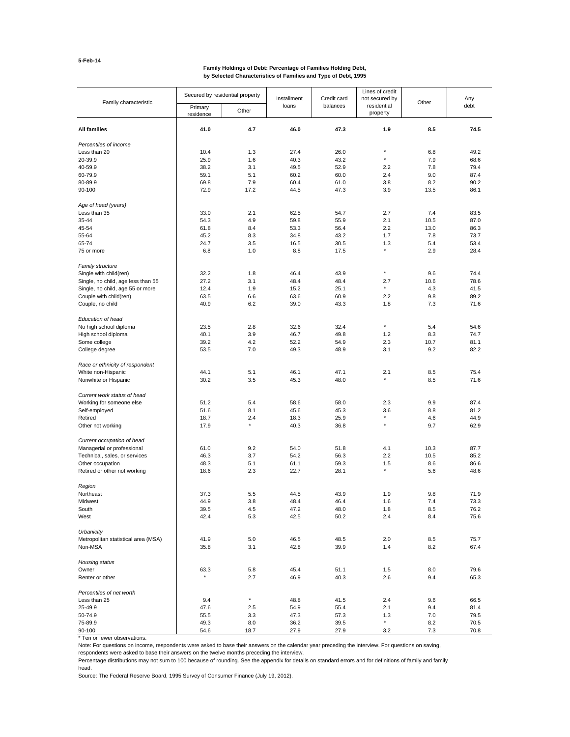5-Feb-14

**Family Holdings of Debt: Percentage of Families Holding Debt, by Selected Characteristics of Families and Type of Debt, 1995**

| Family characteristic | Secured by residential property | | Installment loans | Credit card balances | Lines of credit not secured by residential property | Other | Any debt |
|---|---|---|---|---|---|---|---|
| | Primary residence | Other | | | | | |
| **All families** | **41.0** | **4.7** | **46.0** | **47.3** | **1.9** | **8.5** | **74.5** |
| *Percentiles of income* | | | | | | | |
| Less than 20 | 10.4 | 1.3 | 27.4 | 26.0 | * | 6.8 | 49.2 |
| 20-39.9 | 25.9 | 1.6 | 40.3 | 43.2 | * | 7.9 | 68.6 |
| 40-59.9 | 38.2 | 3.1 | 49.5 | 52.9 | 2.2 | 7.8 | 79.4 |
| 60-79.9 | 59.1 | 5.1 | 60.2 | 60.0 | 2.4 | 9.0 | 87.4 |
| 80-89.9 | 69.8 | 7.9 | 60.4 | 61.0 | 3.8 | 8.2 | 90.2 |
| 90-100 | 72.9 | 17.2 | 44.5 | 47.3 | 3.9 | 13.5 | 86.1 |
| *Age of head (years)* | | | | | | | |
| Less than 35 | 33.0 | 2.1 | 62.5 | 54.7 | 2.7 | 7.4 | 83.5 |
| 35-44 | 54.3 | 4.9 | 59.8 | 55.9 | 2.1 | 10.5 | 87.0 |
| 45-54 | 61.8 | 8.4 | 53.3 | 56.4 | 2.2 | 13.0 | 86.3 |
| 55-64 | 45.2 | 8.3 | 34.8 | 43.2 | 1.7 | 7.8 | 73.7 |
| 65-74 | 24.7 | 3.5 | 16.5 | 30.5 | 1.3 | 5.4 | 53.4 |
| 75 or more | 6.8 | 1.0 | 8.8 | 17.5 | * | 2.9 | 28.4 |
| *Family structure* | | | | | | | |
| Single with child(ren) | 32.2 | 1.8 | 46.4 | 43.9 | * | 9.6 | 74.4 |
| Single, no child, age less than 55 | 27.2 | 3.1 | 48.4 | 48.4 | 2.7 | 10.6 | 78.6 |
| Single, no child, age 55 or more | 12.4 | 1.9 | 15.2 | 25.1 | * | 4.3 | 41.5 |
| Couple with child(ren) | 63.5 | 6.6 | 63.6 | 60.9 | 2.2 | 9.8 | 89.2 |
| Couple, no child | 40.9 | 6.2 | 39.0 | 43.3 | 1.8 | 7.3 | 71.6 |
| *Education of head* | | | | | | | |
| No high school diploma | 23.5 | 2.8 | 32.6 | 32.4 | * | 5.4 | 54.6 |
| High school diploma | 40.1 | 3.9 | 46.7 | 49.8 | 1.2 | 8.3 | 74.7 |
| Some college | 39.2 | 4.2 | 52.2 | 54.9 | 2.3 | 10.7 | 81.1 |
| College degree | 53.5 | 7.0 | 49.3 | 48.9 | 3.1 | 9.2 | 82.2 |
| *Race or ethnicity of respondent* | | | | | | | |
| White non-Hispanic | 44.1 | 5.1 | 46.1 | 47.1 | 2.1 | 8.5 | 75.4 |
| Nonwhite or Hispanic | 30.2 | 3.5 | 45.3 | 48.0 | * | 8.5 | 71.6 |
| *Current work status of head* | | | | | | | |
| Working for someone else | 51.2 | 5.4 | 58.6 | 58.0 | 2.3 | 9.9 | 87.4 |
| Self-employed | 51.6 | 8.1 | 45.6 | 45.3 | 3.6 | 8.8 | 81.2 |
| Retired | 18.7 | 2.4 | 18.3 | 25.9 | * | 4.6 | 44.9 |
| Other not working | 17.9 | * | 40.3 | 36.8 | * | 9.7 | 62.9 |
| *Current occupation of head* | | | | | | | |
| Managerial or professional | 61.0 | 9.2 | 54.0 | 51.8 | 4.1 | 10.3 | 87.7 |
| Technical, sales, or services | 46.3 | 3.7 | 54.2 | 56.3 | 2.2 | 10.5 | 85.2 |
| Other occupation | 48.3 | 5.1 | 61.1 | 59.3 | 1.5 | 8.6 | 86.6 |
| Retired or other not working | 18.6 | 2.3 | 22.7 | 28.1 | * | 5.6 | 48.6 |
| *Region* | | | | | | | |
| Northeast | 37.3 | 5.5 | 44.5 | 43.9 | 1.9 | 9.8 | 71.9 |
| Midwest | 44.9 | 3.8 | 48.4 | 46.4 | 1.6 | 7.4 | 73.3 |
| South | 39.5 | 4.5 | 47.2 | 48.0 | 1.8 | 8.5 | 76.2 |
| West | 42.4 | 5.3 | 42.5 | 50.2 | 2.4 | 8.4 | 75.6 |
| *Urbanicity* | | | | | | | |
| Metropolitan statistical area (MSA) | 41.9 | 5.0 | 46.5 | 48.5 | 2.0 | 8.5 | 75.7 |
| Non-MSA | 35.8 | 3.1 | 42.8 | 39.9 | 1.4 | 8.2 | 67.4 |
| *Housing status* | | | | | | | |
| Owner | 63.3 | 5.8 | 45.4 | 51.1 | 1.5 | 8.0 | 79.6 |
| Renter or other | * | 2.7 | 46.9 | 40.3 | 2.6 | 9.4 | 65.3 |
| *Percentiles of net worth* | | | | | | | |
| Less than 25 | 9.4 | * | 48.8 | 41.5 | 2.4 | 9.6 | 66.5 |
| 25-49.9 | 47.6 | 2.5 | 54.9 | 55.4 | 2.1 | 9.4 | 81.4 |
| 50-74.9 | 55.5 | 3.3 | 47.3 | 57.3 | 1.3 | 7.0 | 79.5 |
| 75-89.9 | 49.3 | 8.0 | 36.2 | 39.5 | * | 8.2 | 70.5 |
| 90-100 | 54.6 | 18.7 | 27.9 | 27.9 | 3.2 | 7.3 | 70.8 |

* Ten or fewer observations.

Note: For questions on income, respondents were asked to base their answers on the calendar year preceding the interview. For questions on saving, respondents were asked to base their answers on the twelve months preceding the interview.

Percentage distributions may not sum to 100 because of rounding. See the appendix for details on standard errors and for definitions of family and family head.

Source: The Federal Reserve Board, 1995 Survey of Consumer Finance (July 19, 2012).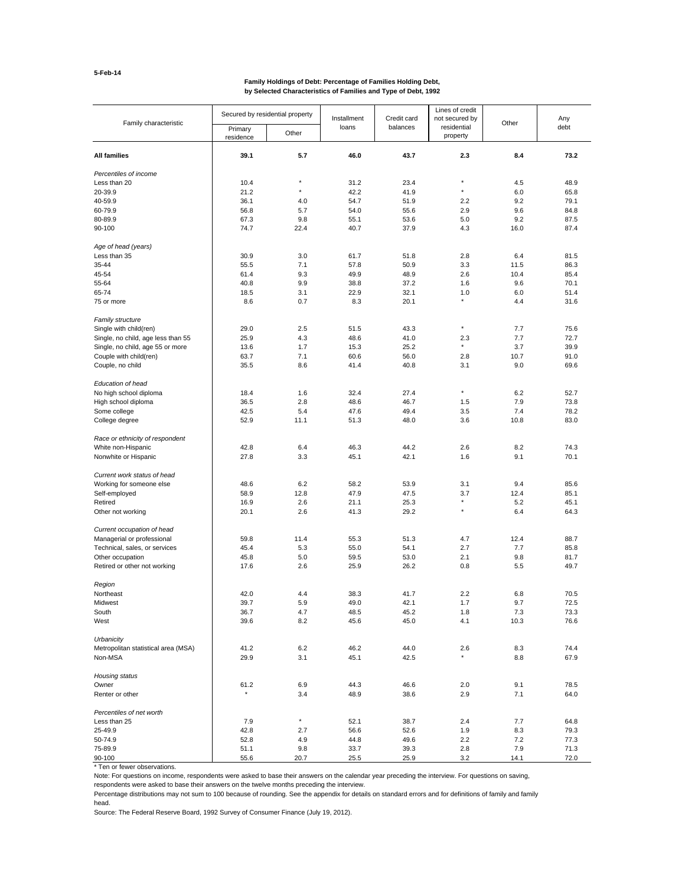5-Feb-14

**Family Holdings of Debt: Percentage of Families Holding Debt, by Selected Characteristics of Families and Type of Debt, 1992**

| Family characteristic | Secured by residential property | | Installment loans | Credit card balances | Lines of credit not secured by residential property | Other | Any debt |
|---|---|---|---|---|---|---|---|
| | Primary residence | Other | | | | | |
| **All families** | **39.1** | **5.7** | **46.0** | **43.7** | **2.3** | **8.4** | **73.2** |
| *Percentiles of income* | | | | | | | |
| Less than 20 | 10.4 | * | 31.2 | 23.4 | * | 4.5 | 48.9 |
| 20-39.9 | 21.2 | * | 42.2 | 41.9 | * | 6.0 | 65.8 |
| 40-59.9 | 36.1 | 4.0 | 54.7 | 51.9 | 2.2 | 9.2 | 79.1 |
| 60-79.9 | 56.8 | 5.7 | 54.0 | 55.6 | 2.9 | 9.6 | 84.8 |
| 80-89.9 | 67.3 | 9.8 | 55.1 | 53.6 | 5.0 | 9.2 | 87.5 |
| 90-100 | 74.7 | 22.4 | 40.7 | 37.9 | 4.3 | 16.0 | 87.4 |
| *Age of head (years)* | | | | | | | |
| Less than 35 | 30.9 | 3.0 | 61.7 | 51.8 | 2.8 | 6.4 | 81.5 |
| 35-44 | 55.5 | 7.1 | 57.8 | 50.9 | 3.3 | 11.5 | 86.3 |
| 45-54 | 61.4 | 9.3 | 49.9 | 48.9 | 2.6 | 10.4 | 85.4 |
| 55-64 | 40.8 | 9.9 | 38.8 | 37.2 | 1.6 | 9.6 | 70.1 |
| 65-74 | 18.5 | 3.1 | 22.9 | 32.1 | 1.0 | 6.0 | 51.4 |
| 75 or more | 8.6 | 0.7 | 8.3 | 20.1 | * | 4.4 | 31.6 |
| *Family structure* | | | | | | | |
| Single with child(ren) | 29.0 | 2.5 | 51.5 | 43.3 | * | 7.7 | 75.6 |
| Single, no child, age less than 55 | 25.9 | 4.3 | 48.6 | 41.0 | 2.3 | 7.7 | 72.7 |
| Single, no child, age 55 or more | 13.6 | 1.7 | 15.3 | 25.2 | * | 3.7 | 39.9 |
| Couple with child(ren) | 63.7 | 7.1 | 60.6 | 56.0 | 2.8 | 10.7 | 91.0 |
| Couple, no child | 35.5 | 8.6 | 41.4 | 40.8 | 3.1 | 9.0 | 69.6 |
| *Education of head* | | | | | | | |
| No high school diploma | 18.4 | 1.6 | 32.4 | 27.4 | * | 6.2 | 52.7 |
| High school diploma | 36.5 | 2.8 | 48.6 | 46.7 | 1.5 | 7.9 | 73.8 |
| Some college | 42.5 | 5.4 | 47.6 | 49.4 | 3.5 | 7.4 | 78.2 |
| College degree | 52.9 | 11.1 | 51.3 | 48.0 | 3.6 | 10.8 | 83.0 |
| *Race or ethnicity of respondent* | | | | | | | |
| White non-Hispanic | 42.8 | 6.4 | 46.3 | 44.2 | 2.6 | 8.2 | 74.3 |
| Nonwhite or Hispanic | 27.8 | 3.3 | 45.1 | 42.1 | 1.6 | 9.1 | 70.1 |
| *Current work status of head* | | | | | | | |
| Working for someone else | 48.6 | 6.2 | 58.2 | 53.9 | 3.1 | 9.4 | 85.6 |
| Self-employed | 58.9 | 12.8 | 47.9 | 47.5 | 3.7 | 12.4 | 85.1 |
| Retired | 16.9 | 2.6 | 21.1 | 25.3 | * | 5.2 | 45.1 |
| Other not working | 20.1 | 2.6 | 41.3 | 29.2 | * | 6.4 | 64.3 |
| *Current occupation of head* | | | | | | | |
| Managerial or professional | 59.8 | 11.4 | 55.3 | 51.3 | 4.7 | 12.4 | 88.7 |
| Technical, sales, or services | 45.4 | 5.3 | 55.0 | 54.1 | 2.7 | 7.7 | 85.8 |
| Other occupation | 45.8 | 5.0 | 59.5 | 53.0 | 2.1 | 9.8 | 81.7 |
| Retired or other not working | 17.6 | 2.6 | 25.9 | 26.2 | 0.8 | 5.5 | 49.7 |
| *Region* | | | | | | | |
| Northeast | 42.0 | 4.4 | 38.3 | 41.7 | 2.2 | 6.8 | 70.5 |
| Midwest | 39.7 | 5.9 | 49.0 | 42.1 | 1.7 | 9.7 | 72.5 |
| South | 36.7 | 4.7 | 48.5 | 45.2 | 1.8 | 7.3 | 73.3 |
| West | 39.6 | 8.2 | 45.6 | 45.0 | 4.1 | 10.3 | 76.6 |
| *Urbanicity* | | | | | | | |
| Metropolitan statistical area (MSA) | 41.2 | 6.2 | 46.2 | 44.0 | 2.6 | 8.3 | 74.4 |
| Non-MSA | 29.9 | 3.1 | 45.1 | 42.5 | * | 8.8 | 67.9 |
| *Housing status* | | | | | | | |
| Owner | 61.2 | 6.9 | 44.3 | 46.6 | 2.0 | 9.1 | 78.5 |
| Renter or other | * | 3.4 | 48.9 | 38.6 | 2.9 | 7.1 | 64.0 |
| *Percentiles of net worth* | | | | | | | |
| Less than 25 | 7.9 | * | 52.1 | 38.7 | 2.4 | 7.7 | 64.8 |
| 25-49.9 | 42.8 | 2.7 | 56.6 | 52.6 | 1.9 | 8.3 | 79.3 |
| 50-74.9 | 52.8 | 4.9 | 44.8 | 49.6 | 2.2 | 7.2 | 77.3 |
| 75-89.9 | 51.1 | 9.8 | 33.7 | 39.3 | 2.8 | 7.9 | 71.3 |
| 90-100 | 55.6 | 20.7 | 25.5 | 25.9 | 3.2 | 14.1 | 72.0 |

\* Ten or fewer observations.

Note: For questions on income, respondents were asked to base their answers on the calendar year preceding the interview. For questions on saving, respondents were asked to base their answers on the twelve months preceding the interview.

Percentage distributions may not sum to 100 because of rounding. See the appendix for details on standard errors and for definitions of family and family head.

Source: The Federal Reserve Board, 1992 Survey of Consumer Finance (July 19, 2012).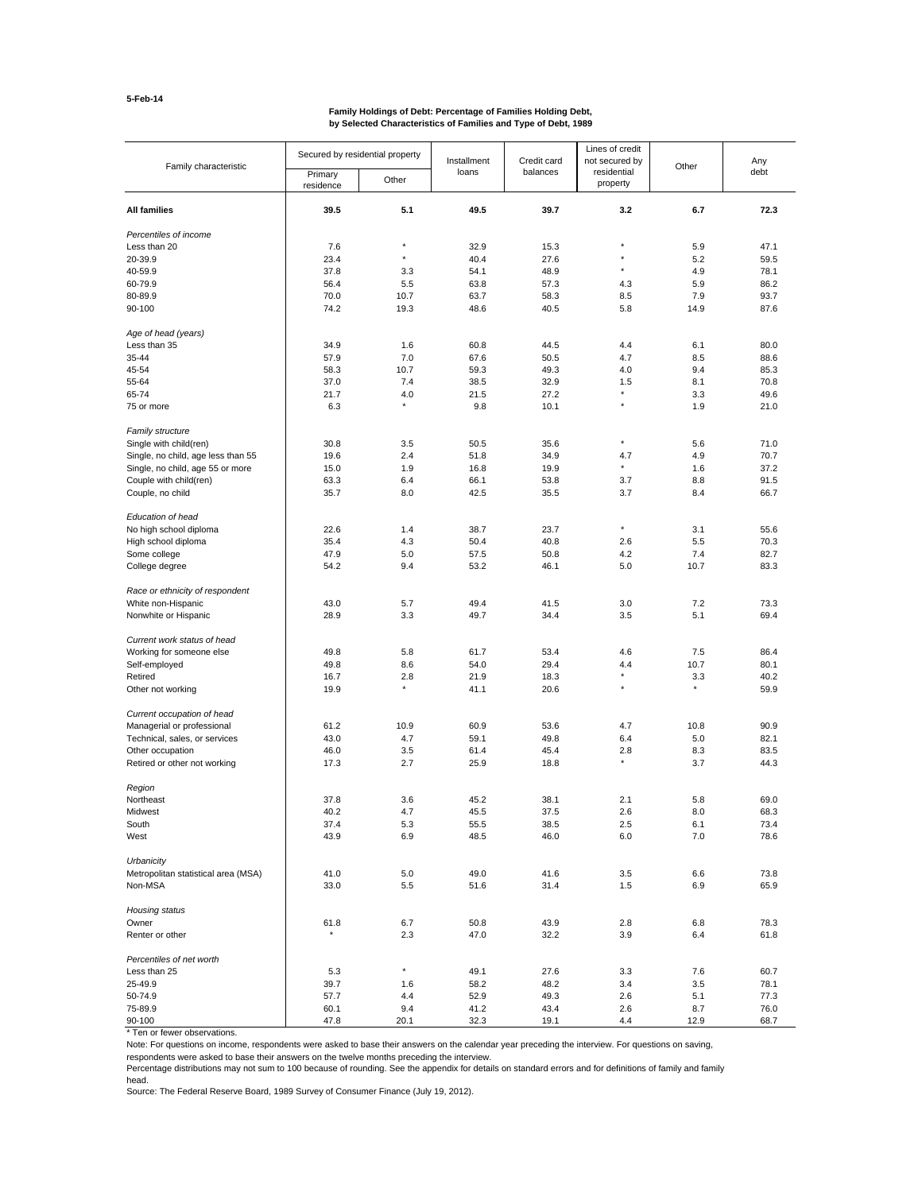5-Feb-14

**Family Holdings of Debt: Percentage of Families Holding Debt, by Selected Characteristics of Families and Type of Debt, 1989**

| Family characteristic | Secured by residential property | | Installment loans | Credit card balances | Lines of credit not secured by residential property | Other | Any debt |
|---|---|---|---|---|---|---|---|
| | Primary residence | Other | | | | | |
| **All families** | **39.5** | **5.1** | **49.5** | **39.7** | **3.2** | **6.7** | **72.3** |
| *Percentiles of income* | | | | | | | |
| Less than 20 | 7.6 | * | 32.9 | 15.3 | * | 5.9 | 47.1 |
| 20-39.9 | 23.4 | * | 40.4 | 27.6 | * | 5.2 | 59.5 |
| 40-59.9 | 37.8 | 3.3 | 54.1 | 48.9 | * | 4.9 | 78.1 |
| 60-79.9 | 56.4 | 5.5 | 63.8 | 57.3 | 4.3 | 5.9 | 86.2 |
| 80-89.9 | 70.0 | 10.7 | 63.7 | 58.3 | 8.5 | 7.9 | 93.7 |
| 90-100 | 74.2 | 19.3 | 48.6 | 40.5 | 5.8 | 14.9 | 87.6 |
| *Age of head (years)* | | | | | | | |
| Less than 35 | 34.9 | 1.6 | 60.8 | 44.5 | 4.4 | 6.1 | 80.0 |
| 35-44 | 57.9 | 7.0 | 67.6 | 50.5 | 4.7 | 8.5 | 88.6 |
| 45-54 | 58.3 | 10.7 | 59.3 | 49.3 | 4.0 | 9.4 | 85.3 |
| 55-64 | 37.0 | 7.4 | 38.5 | 32.9 | 1.5 | 8.1 | 70.8 |
| 65-74 | 21.7 | 4.0 | 21.5 | 27.2 | * | 3.3 | 49.6 |
| 75 or more | 6.3 | * | 9.8 | 10.1 | * | 1.9 | 21.0 |
| *Family structure* | | | | | | | |
| Single with child(ren) | 30.8 | 3.5 | 50.5 | 35.6 | * | 5.6 | 71.0 |
| Single, no child, age less than 55 | 19.6 | 2.4 | 51.8 | 34.9 | 4.7 | 4.9 | 70.7 |
| Single, no child, age 55 or more | 15.0 | 1.9 | 16.8 | 19.9 | * | 1.6 | 37.2 |
| Couple with child(ren) | 63.3 | 6.4 | 66.1 | 53.8 | 3.7 | 8.8 | 91.5 |
| Couple, no child | 35.7 | 8.0 | 42.5 | 35.5 | 3.7 | 8.4 | 66.7 |
| *Education of head* | | | | | | | |
| No high school diploma | 22.6 | 1.4 | 38.7 | 23.7 | * | 3.1 | 55.6 |
| High school diploma | 35.4 | 4.3 | 50.4 | 40.8 | 2.6 | 5.5 | 70.3 |
| Some college | 47.9 | 5.0 | 57.5 | 50.8 | 4.2 | 7.4 | 82.7 |
| College degree | 54.2 | 9.4 | 53.2 | 46.1 | 5.0 | 10.7 | 83.3 |
| *Race or ethnicity of respondent* | | | | | | | |
| White non-Hispanic | 43.0 | 5.7 | 49.4 | 41.5 | 3.0 | 7.2 | 73.3 |
| Nonwhite or Hispanic | 28.9 | 3.3 | 49.7 | 34.4 | 3.5 | 5.1 | 69.4 |
| *Current work status of head* | | | | | | | |
| Working for someone else | 49.8 | 5.8 | 61.7 | 53.4 | 4.6 | 7.5 | 86.4 |
| Self-employed | 49.8 | 8.6 | 54.0 | 29.4 | 4.4 | 10.7 | 80.1 |
| Retired | 16.7 | 2.8 | 21.9 | 18.3 | * | 3.3 | 40.2 |
| Other not working | 19.9 | * | 41.1 | 20.6 | * | * | 59.9 |
| *Current occupation of head* | | | | | | | |
| Managerial or professional | 61.2 | 10.9 | 60.9 | 53.6 | 4.7 | 10.8 | 90.9 |
| Technical, sales, or services | 43.0 | 4.7 | 59.1 | 49.8 | 6.4 | 5.0 | 82.1 |
| Other occupation | 46.0 | 3.5 | 61.4 | 45.4 | 2.8 | 8.3 | 83.5 |
| Retired or other not working | 17.3 | 2.7 | 25.9 | 18.8 | * | 3.7 | 44.3 |
| *Region* | | | | | | | |
| Northeast | 37.8 | 3.6 | 45.2 | 38.1 | 2.1 | 5.8 | 69.0 |
| Midwest | 40.2 | 4.7 | 45.5 | 37.5 | 2.6 | 8.0 | 68.3 |
| South | 37.4 | 5.3 | 55.5 | 38.5 | 2.5 | 6.1 | 73.4 |
| West | 43.9 | 6.9 | 48.5 | 46.0 | 6.0 | 7.0 | 78.6 |
| *Urbanicity* | | | | | | | |
| Metropolitan statistical area (MSA) | 41.0 | 5.0 | 49.0 | 41.6 | 3.5 | 6.6 | 73.8 |
| Non-MSA | 33.0 | 5.5 | 51.6 | 31.4 | 1.5 | 6.9 | 65.9 |
| *Housing status* | | | | | | | |
| Owner | 61.8 | 6.7 | 50.8 | 43.9 | 2.8 | 6.8 | 78.3 |
| Renter or other | * | 2.3 | 47.0 | 32.2 | 3.9 | 6.4 | 61.8 |
| *Percentiles of net worth* | | | | | | | |
| Less than 25 | 5.3 | * | 49.1 | 27.6 | 3.3 | 7.6 | 60.7 |
| 25-49.9 | 39.7 | 1.6 | 58.2 | 48.2 | 3.4 | 3.5 | 78.1 |
| 50-74.9 | 57.7 | 4.4 | 52.9 | 49.3 | 2.6 | 5.1 | 77.3 |
| 75-89.9 | 60.1 | 9.4 | 41.2 | 43.4 | 2.6 | 8.7 | 76.0 |
| 90-100 | 47.8 | 20.1 | 32.3 | 19.1 | 4.4 | 12.9 | 68.7 |

\* Ten or fewer observations.

Note: For questions on income, respondents were asked to base their answers on the calendar year preceding the interview. For questions on saving, respondents were asked to base their answers on the twelve months preceding the interview.

Percentage distributions may not sum to 100 because of rounding. See the appendix for details on standard errors and for definitions of family and family head.

Source: The Federal Reserve Board, 1989 Survey of Consumer Finance (July 19, 2012).